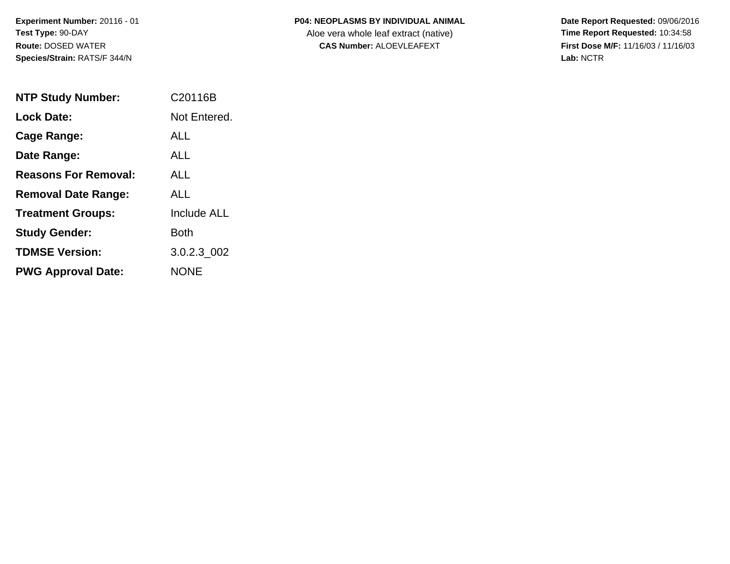**Experiment Number:** 20116 - 01
**Test Type:** 90-DAY
**Route:** DOSED WATER
**Species/Strain:** RATS/F 344/N

**P04: NEOPLASMS BY INDIVIDUAL ANIMAL**
Aloe vera whole leaf extract (native)
**CAS Number:** ALOEVLEAFEXT

**Date Report Requested:** 09/06/2016
**Time Report Requested:** 10:34:58
**First Dose M/F:** 11/16/03 / 11/16/03
**Lab:** NCTR

| | |
|---|---|
| **NTP Study Number:** | C20116B |
| **Lock Date:** | Not Entered. |
| **Cage Range:** | ALL |
| **Date Range:** | ALL |
| **Reasons For Removal:** | ALL |
| **Removal Date Range:** | ALL |
| **Treatment Groups:** | Include ALL |
| **Study Gender:** | Both |
| **TDMSE Version:** | 3.0.2.3_002 |
| **PWG Approval Date:** | NONE |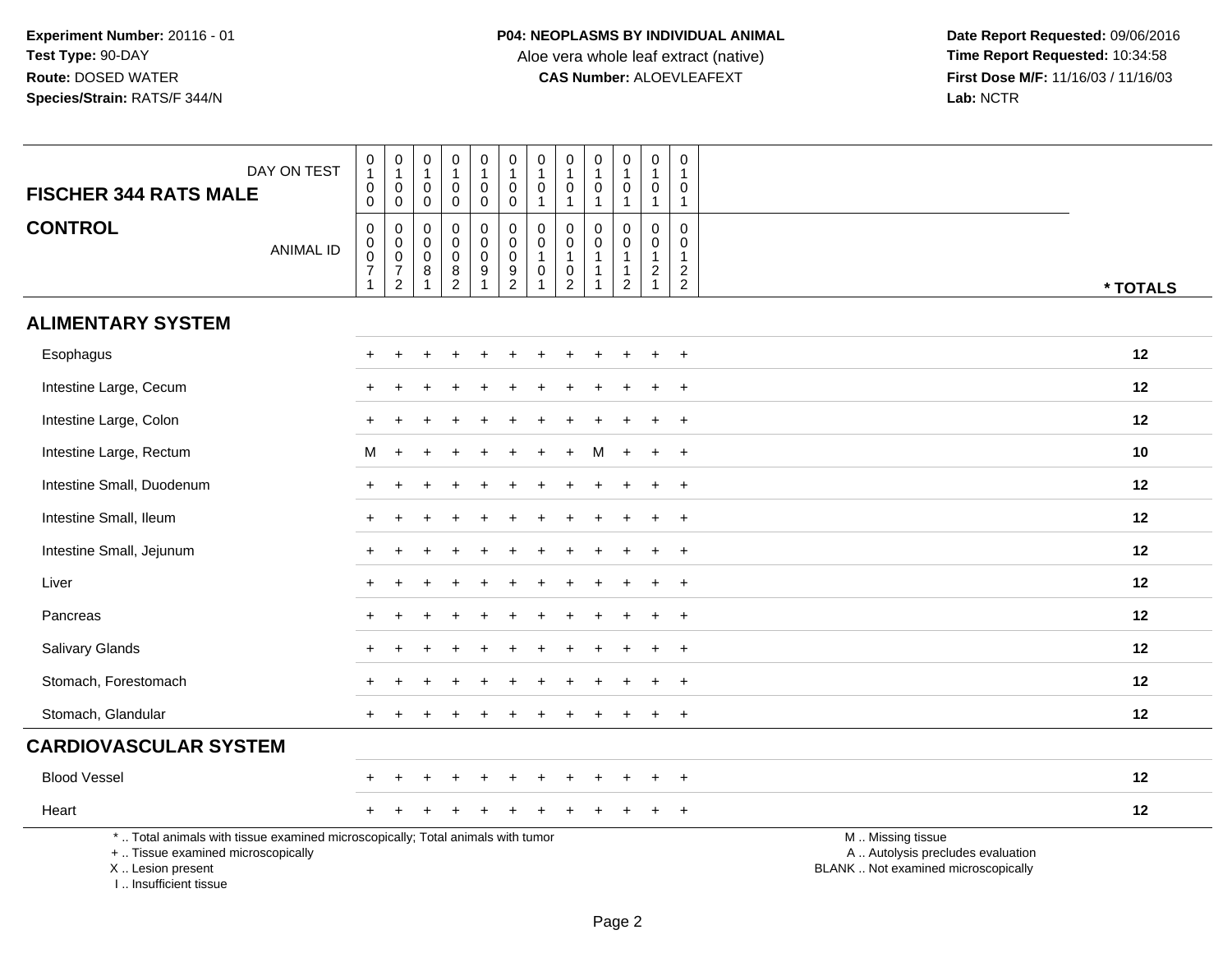**Experiment Number:** 20116 - 01
**Test Type:** 90-DAY
**Route:** DOSED WATER
**Species/Strain:** RATS/F 344/N

**P04: NEOPLASMS BY INDIVIDUAL ANIMAL**
Aloe vera whole leaf extract (native)
**CAS Number:** ALOEVLEAFEXT

**Date Report Requested:** 09/06/2016
**Time Report Requested:** 10:34:58
**First Dose M/F:** 11/16/03 / 11/16/03
**Lab:** NCTR

| FISCHER 344 RATS MALE — DAY ON TEST | 0100 | 0100 | 0100 | 0100 | 0100 | 0100 | 0101 | 0101 | 0101 | 0101 | 0101 | 0101 | |
|---|---|---|---|---|---|---|---|---|---|---|---|---|---|
| **CONTROL** — ANIMAL ID | 00071 | 00072 | 00081 | 00082 | 00091 | 00092 | 00101 | 00102 | 00111 | 00112 | 00121 | 00122 | *** TOTALS** |
| **ALIMENTARY SYSTEM** | | | | | | | | | | | | | |
| Esophagus | + | + | + | + | + | + | + | + | + | + | + | + | 12 |
| Intestine Large, Cecum | + | + | + | + | + | + | + | + | + | + | + | + | 12 |
| Intestine Large, Colon | + | + | + | + | + | + | + | + | + | + | + | + | 12 |
| Intestine Large, Rectum | M | + | + | + | + | + | + | + | M | + | + | + | 10 |
| Intestine Small, Duodenum | + | + | + | + | + | + | + | + | + | + | + | + | 12 |
| Intestine Small, Ileum | + | + | + | + | + | + | + | + | + | + | + | + | 12 |
| Intestine Small, Jejunum | + | + | + | + | + | + | + | + | + | + | + | + | 12 |
| Liver | + | + | + | + | + | + | + | + | + | + | + | + | 12 |
| Pancreas | + | + | + | + | + | + | + | + | + | + | + | + | 12 |
| Salivary Glands | + | + | + | + | + | + | + | + | + | + | + | + | 12 |
| Stomach, Forestomach | + | + | + | + | + | + | + | + | + | + | + | + | 12 |
| Stomach, Glandular | + | + | + | + | + | + | + | + | + | + | + | + | 12 |
| **CARDIOVASCULAR SYSTEM** | | | | | | | | | | | | | |
| Blood Vessel | + | + | + | + | + | + | + | + | + | + | + | + | 12 |
| Heart | + | + | + | + | + | + | + | + | + | + | + | + | 12 |

* .. Total animals with tissue examined microscopically; Total animals with tumor
+ .. Tissue examined microscopically
X .. Lesion present
I .. Insufficient tissue

M .. Missing tissue
A .. Autolysis precludes evaluation
BLANK .. Not examined microscopically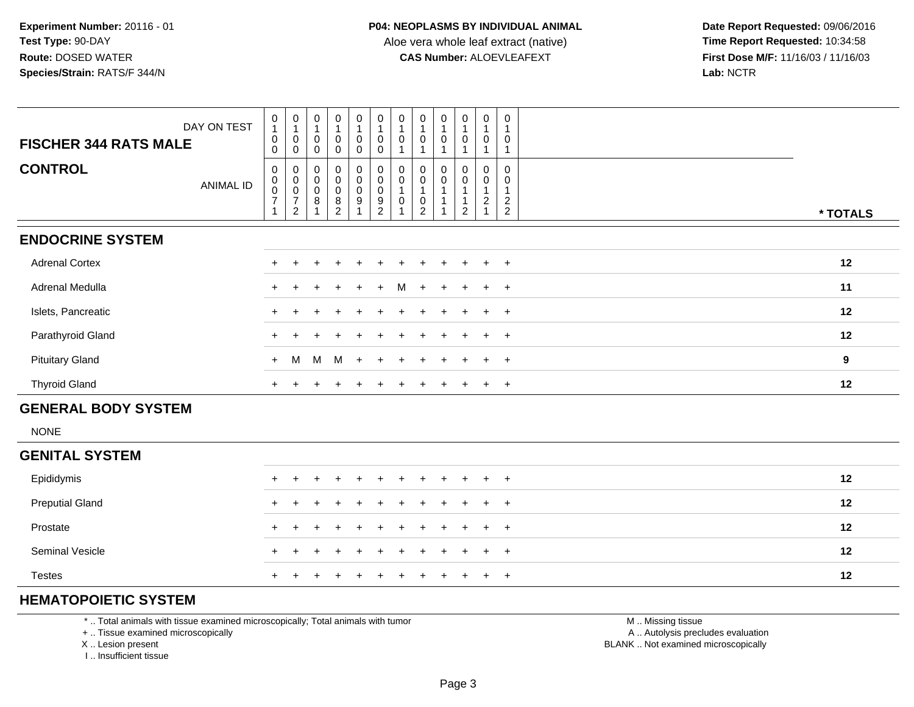**Experiment Number:** 20116 - 01
**Test Type:** 90-DAY
**Route:** DOSED WATER
**Species/Strain:** RATS/F 344/N

**P04: NEOPLASMS BY INDIVIDUAL ANIMAL**
Aloe vera whole leaf extract (native)
**CAS Number:** ALOEVLEAFEXT

**Date Report Requested:** 09/06/2016
**Time Report Requested:** 10:34:58
**First Dose M/F:** 11/16/03 / 11/16/03
**Lab:** NCTR

| FISCHER 344 RATS MALE — DAY ON TEST | 0100 | 0100 | 0100 | 0100 | 0100 | 0100 | 0101 | 0101 | 0101 | 0101 | 0101 | 0101 | |
|---|---|---|---|---|---|---|---|---|---|---|---|---|---|
| **CONTROL** — ANIMAL ID | 00071 | 00072 | 00081 | 00082 | 00091 | 00092 | 00101 | 00102 | 00111 | 00112 | 00121 | 00122 | * TOTALS |
| **ENDOCRINE SYSTEM** | | | | | | | | | | | | | |
| Adrenal Cortex | + | + | + | + | + | + | + | + | + | + | + | + | 12 |
| Adrenal Medulla | + | + | + | + | + | + | M | + | + | + | + | + | 11 |
| Islets, Pancreatic | + | + | + | + | + | + | + | + | + | + | + | + | 12 |
| Parathyroid Gland | + | + | + | + | + | + | + | + | + | + | + | + | 12 |
| Pituitary Gland | + | M | M | M | + | + | + | + | + | + | + | + | 9 |
| Thyroid Gland | + | + | + | + | + | + | + | + | + | + | + | + | 12 |
| **GENERAL BODY SYSTEM** | | | | | | | | | | | | | |
| NONE | | | | | | | | | | | | | |
| **GENITAL SYSTEM** | | | | | | | | | | | | | |
| Epididymis | + | + | + | + | + | + | + | + | + | + | + | + | 12 |
| Preputial Gland | + | + | + | + | + | + | + | + | + | + | + | + | 12 |
| Prostate | + | + | + | + | + | + | + | + | + | + | + | + | 12 |
| Seminal Vesicle | + | + | + | + | + | + | + | + | + | + | + | + | 12 |
| Testes | + | + | + | + | + | + | + | + | + | + | + | + | 12 |
| **HEMATOPOIETIC SYSTEM** | | | | | | | | | | | | | |

\* .. Total animals with tissue examined microscopically; Total animals with tumor
\+ .. Tissue examined microscopically
X .. Lesion present
I .. Insufficient tissue

M .. Missing tissue
A .. Autolysis precludes evaluation
BLANK .. Not examined microscopically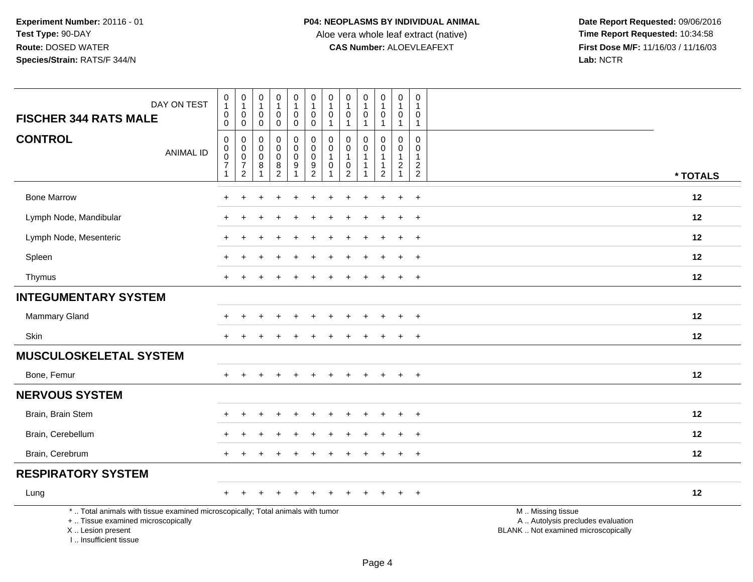Experiment Number: 20116 - 01
Test Type: 90-DAY
Route: DOSED WATER
Species/Strain: RATS/F 344/N

**P04: NEOPLASMS BY INDIVIDUAL ANIMAL**
Aloe vera whole leaf extract (native)
**CAS Number:** ALOEVLEAFEXT

Date Report Requested: 09/06/2016
Time Report Requested: 10:34:58
First Dose M/F: 11/16/03 / 11/16/03
Lab: NCTR

| DAY ON TEST | 0100 | 0100 | 0100 | 0100 | 0100 | 0100 | 0101 | 0101 | 0101 | 0101 | 0101 | 0101 | |
|---|---|---|---|---|---|---|---|---|---|---|---|---|---|
| **FISCHER 344 RATS MALE** | | | | | | | | | | | | | |
| **CONTROL** ANIMAL ID | 00071 | 00072 | 00081 | 00082 | 00091 | 00092 | 00101 | 00102 | 00111 | 00112 | 00121 | 00122 | * TOTALS |
| Bone Marrow | + | + | + | + | + | + | + | + | + | + | + | + | 12 |
| Lymph Node, Mandibular | + | + | + | + | + | + | + | + | + | + | + | + | 12 |
| Lymph Node, Mesenteric | + | + | + | + | + | + | + | + | + | + | + | + | 12 |
| Spleen | + | + | + | + | + | + | + | + | + | + | + | + | 12 |
| Thymus | + | + | + | + | + | + | + | + | + | + | + | + | 12 |
| **INTEGUMENTARY SYSTEM** | | | | | | | | | | | | | |
| Mammary Gland | + | + | + | + | + | + | + | + | + | + | + | + | 12 |
| Skin | + | + | + | + | + | + | + | + | + | + | + | + | 12 |
| **MUSCULOSKELETAL SYSTEM** | | | | | | | | | | | | | |
| Bone, Femur | + | + | + | + | + | + | + | + | + | + | + | + | 12 |
| **NERVOUS SYSTEM** | | | | | | | | | | | | | |
| Brain, Brain Stem | + | + | + | + | + | + | + | + | + | + | + | + | 12 |
| Brain, Cerebellum | + | + | + | + | + | + | + | + | + | + | + | + | 12 |
| Brain, Cerebrum | + | + | + | + | + | + | + | + | + | + | + | + | 12 |
| **RESPIRATORY SYSTEM** | | | | | | | | | | | | | |
| Lung | + | + | + | + | + | + | + | + | + | + | + | + | 12 |

* .. Total animals with tissue examined microscopically; Total animals with tumor
+ .. Tissue examined microscopically
X .. Lesion present
I .. Insufficient tissue

M .. Missing tissue
A .. Autolysis precludes evaluation
BLANK .. Not examined microscopically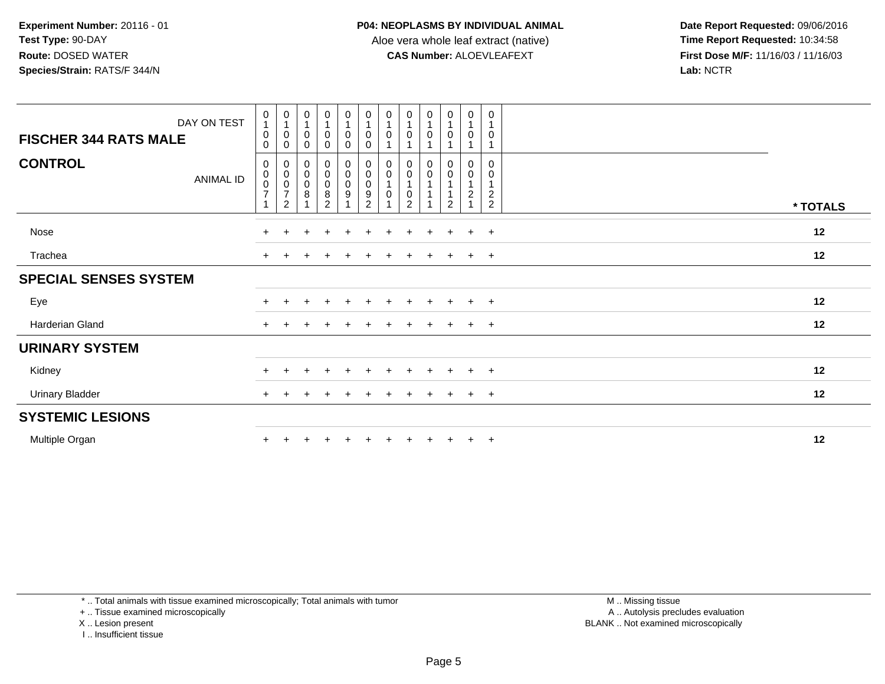**Experiment Number:** 20116 - 01
**Test Type:** 90-DAY
**Route:** DOSED WATER
**Species/Strain:** RATS/F 344/N

**P04: NEOPLASMS BY INDIVIDUAL ANIMAL**
Aloe vera whole leaf extract (native)
**CAS Number:** ALOEVLEAFEXT

**Date Report Requested:** 09/06/2016
**Time Report Requested:** 10:34:58
**First Dose M/F:** 11/16/03 / 11/16/03
**Lab:** NCTR

| FISCHER 344 RATS MALE — DAY ON TEST | 0100 | 0100 | 0100 | 0100 | 0100 | 0100 | 0101 | 0101 | 0101 | 0101 | 0101 | 0101 | |
|---|---|---|---|---|---|---|---|---|---|---|---|---|---|
| **CONTROL** — ANIMAL ID | 00071 | 00072 | 00081 | 00082 | 00091 | 00092 | 00101 | 00102 | 00111 | 00112 | 00121 | 00122 | * TOTALS |
| Nose | + | + | + | + | + | + | + | + | + | + | + | + | 12 |
| Trachea | + | + | + | + | + | + | + | + | + | + | + | + | 12 |
| **SPECIAL SENSES SYSTEM** | | | | | | | | | | | | | |
| Eye | + | + | + | + | + | + | + | + | + | + | + | + | 12 |
| Harderian Gland | + | + | + | + | + | + | + | + | + | + | + | + | 12 |
| **URINARY SYSTEM** | | | | | | | | | | | | | |
| Kidney | + | + | + | + | + | + | + | + | + | + | + | + | 12 |
| Urinary Bladder | + | + | + | + | + | + | + | + | + | + | + | + | 12 |
| **SYSTEMIC LESIONS** | | | | | | | | | | | | | |
| Multiple Organ | + | + | + | + | + | + | + | + | + | + | + | + | 12 |

* .. Total animals with tissue examined microscopically; Total animals with tumor
+ .. Tissue examined microscopically
X .. Lesion present
I .. Insufficient tissue

M .. Missing tissue
A .. Autolysis precludes evaluation
BLANK .. Not examined microscopically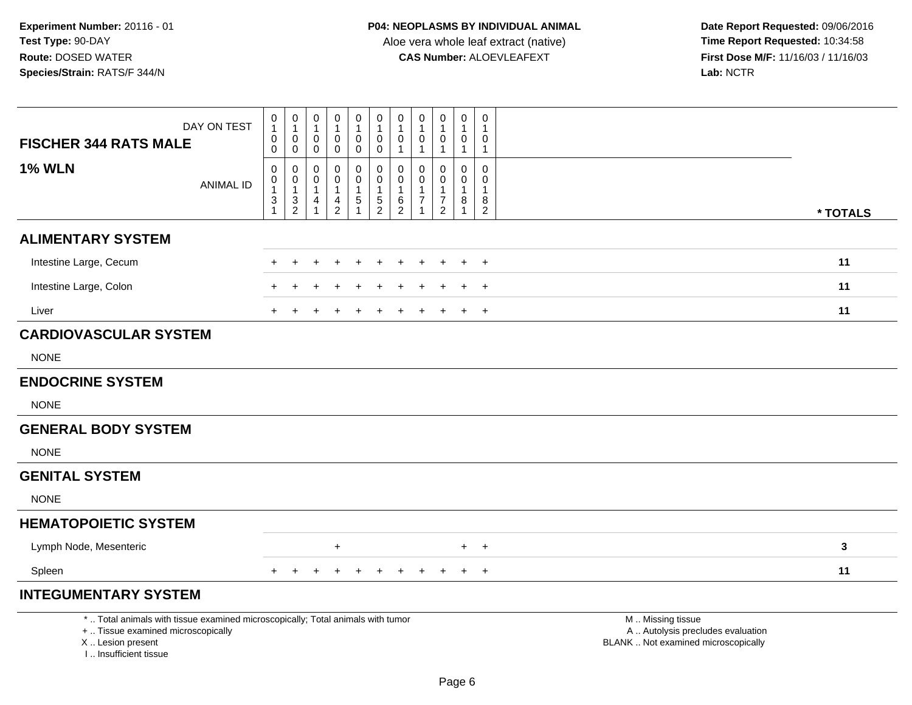**Experiment Number:** 20116 - 01
**Test Type:** 90-DAY
**Route:** DOSED WATER
**Species/Strain:** RATS/F 344/N

**P04: NEOPLASMS BY INDIVIDUAL ANIMAL**
Aloe vera whole leaf extract (native)
**CAS Number:** ALOEVLEAFEXT

**Date Report Requested:** 09/06/2016
**Time Report Requested:** 10:34:58
**First Dose M/F:** 11/16/03 / 11/16/03
**Lab:** NCTR

| FISCHER 344 RATS MALE — DAY ON TEST | 0100 | 0100 | 0100 | 0100 | 0100 | 0100 | 0101 | 0101 | 0101 | 0101 | 0101 | |
|---|---|---|---|---|---|---|---|---|---|---|---|---|
| **1% WLN** — ANIMAL ID | 00131 | 00132 | 00141 | 00142 | 00151 | 00152 | 00162 | 00171 | 00172 | 00181 | 00182 | * TOTALS |
| **ALIMENTARY SYSTEM** | | | | | | | | | | | | |
| Intestine Large, Cecum | + | + | + | + | + | + | + | + | + | + | + | 11 |
| Intestine Large, Colon | + | + | + | + | + | + | + | + | + | + | + | 11 |
| Liver | + | + | + | + | + | + | + | + | + | + | + | 11 |
| **CARDIOVASCULAR SYSTEM** | | | | | | | | | | | | |
| NONE | | | | | | | | | | | | |
| **ENDOCRINE SYSTEM** | | | | | | | | | | | | |
| NONE | | | | | | | | | | | | |
| **GENERAL BODY SYSTEM** | | | | | | | | | | | | |
| NONE | | | | | | | | | | | | |
| **GENITAL SYSTEM** | | | | | | | | | | | | |
| NONE | | | | | | | | | | | | |
| **HEMATOPOIETIC SYSTEM** | | | | | | | | | | | | |
| Lymph Node, Mesenteric | | | | + | | | | | | + | + | 3 |
| Spleen | + | + | + | + | + | + | + | + | + | + | + | 11 |
| **INTEGUMENTARY SYSTEM** | | | | | | | | | | | | |

\* .. Total animals with tissue examined microscopically; Total animals with tumor
\+ .. Tissue examined microscopically
X .. Lesion present
I .. Insufficient tissue

M .. Missing tissue
A .. Autolysis precludes evaluation
BLANK .. Not examined microscopically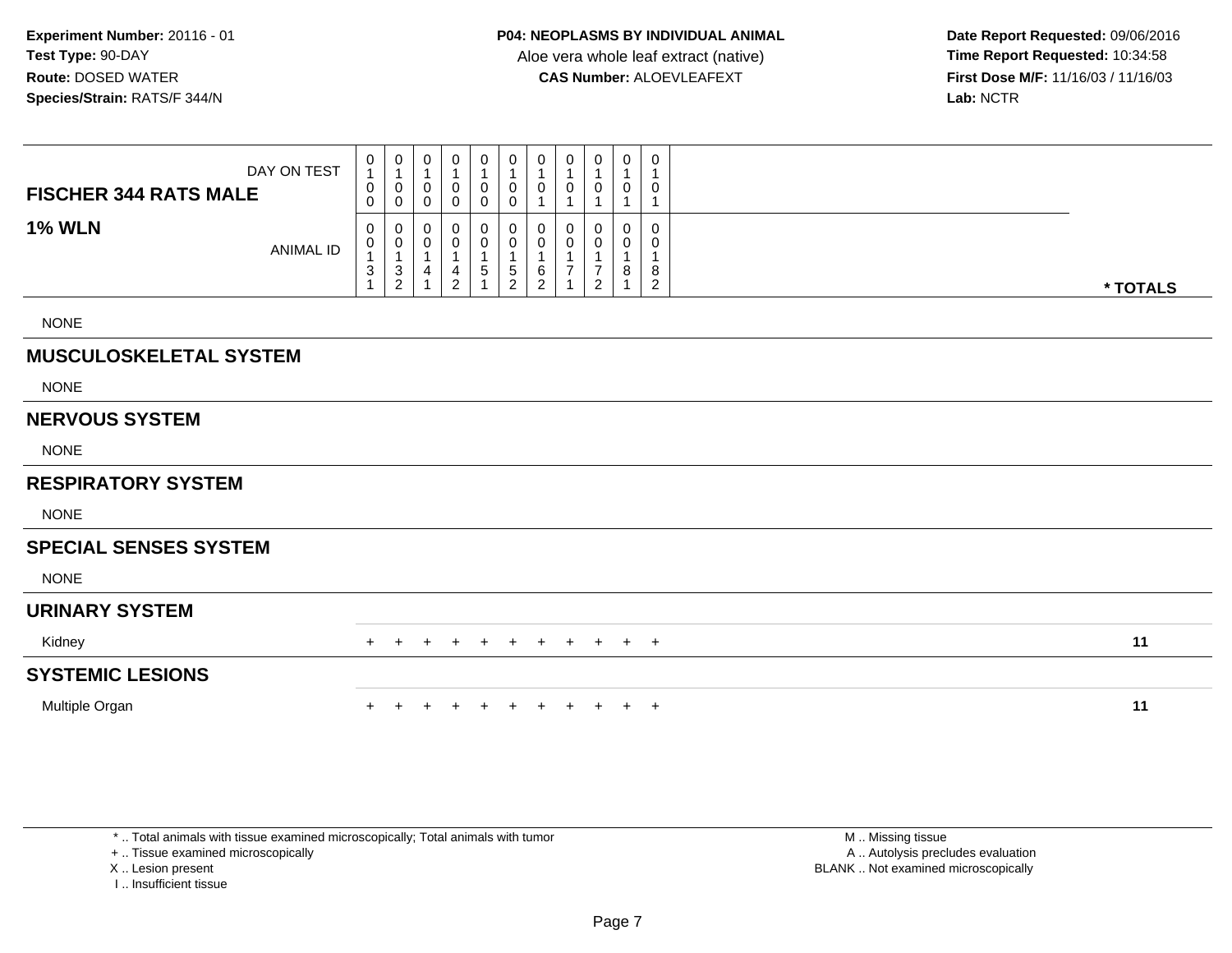**Experiment Number:** 20116 - 01
**Test Type:** 90-DAY
**Route:** DOSED WATER
**Species/Strain:** RATS/F 344/N

**P04: NEOPLASMS BY INDIVIDUAL ANIMAL**
Aloe vera whole leaf extract (native)
**CAS Number:** ALOEVLEAFEXT

**Date Report Requested:** 09/06/2016
**Time Report Requested:** 10:34:58
**First Dose M/F:** 11/16/03 / 11/16/03
**Lab:** NCTR

| **FISCHER 344 RATS MALE** DAY ON TEST | 0100 | 0100 | 0100 | 0100 | 0100 | 0100 | 0101 | 0101 | 0101 | 0101 | 0101 | |
|---|---|---|---|---|---|---|---|---|---|---|---|---|
| **1% WLN** ANIMAL ID | 00131 | 00132 | 00141 | 00142 | 00151 | 00152 | 00162 | 00171 | 00172 | 00181 | 00182 | *** TOTALS** |
| NONE | | | | | | | | | | | | |
| **MUSCULOSKELETAL SYSTEM** | | | | | | | | | | | | |
| NONE | | | | | | | | | | | | |
| **NERVOUS SYSTEM** | | | | | | | | | | | | |
| NONE | | | | | | | | | | | | |
| **RESPIRATORY SYSTEM** | | | | | | | | | | | | |
| NONE | | | | | | | | | | | | |
| **SPECIAL SENSES SYSTEM** | | | | | | | | | | | | |
| NONE | | | | | | | | | | | | |
| **URINARY SYSTEM** | | | | | | | | | | | | |
| Kidney | + | + | + | + | + | + | + | + | + | + | + | **11** |
| **SYSTEMIC LESIONS** | | | | | | | | | | | | |
| Multiple Organ | + | + | + | + | + | + | + | + | + | + | + | **11** |

* .. Total animals with tissue examined microscopically; Total animals with tumor
+ .. Tissue examined microscopically
X .. Lesion present
I .. Insufficient tissue

M .. Missing tissue
A .. Autolysis precludes evaluation
BLANK .. Not examined microscopically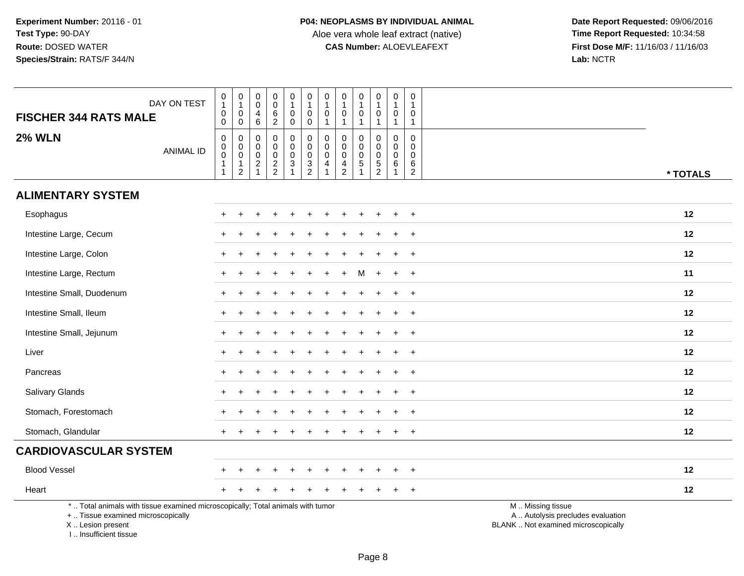**Experiment Number:** 20116 - 01
**Test Type:** 90-DAY
**Route:** DOSED WATER
**Species/Strain:** RATS/F 344/N

**P04: NEOPLASMS BY INDIVIDUAL ANIMAL**
Aloe vera whole leaf extract (native)
**CAS Number:** ALOEVLEAFEXT

**Date Report Requested:** 09/06/2016
**Time Report Requested:** 10:34:58
**First Dose M/F:** 11/16/03 / 11/16/03
**Lab:** NCTR

## FISCHER 344 RATS MALE

## 2% WLN

| DAY ON TEST | 0100 | 0100 | 0046 | 0062 | 0100 | 0100 | 0101 | 0101 | 0101 | 0101 | 0101 | 0101 | |
|---|---|---|---|---|---|---|---|---|---|---|---|---|---|
| **ANIMAL ID** | 00011 | 00012 | 00021 | 00022 | 00031 | 00032 | 00041 | 00042 | 00051 | 00052 | 00061 | 00062 | *** TOTALS** |
| **ALIMENTARY SYSTEM** | | | | | | | | | | | | | |
| Esophagus | + | + | + | + | + | + | + | + | + | + | + | + | 12 |
| Intestine Large, Cecum | + | + | + | + | + | + | + | + | + | + | + | + | 12 |
| Intestine Large, Colon | + | + | + | + | + | + | + | + | + | + | + | + | 12 |
| Intestine Large, Rectum | + | + | + | + | + | + | + | + | M | + | + | + | 11 |
| Intestine Small, Duodenum | + | + | + | + | + | + | + | + | + | + | + | + | 12 |
| Intestine Small, Ileum | + | + | + | + | + | + | + | + | + | + | + | + | 12 |
| Intestine Small, Jejunum | + | + | + | + | + | + | + | + | + | + | + | + | 12 |
| Liver | + | + | + | + | + | + | + | + | + | + | + | + | 12 |
| Pancreas | + | + | + | + | + | + | + | + | + | + | + | + | 12 |
| Salivary Glands | + | + | + | + | + | + | + | + | + | + | + | + | 12 |
| Stomach, Forestomach | + | + | + | + | + | + | + | + | + | + | + | + | 12 |
| Stomach, Glandular | + | + | + | + | + | + | + | + | + | + | + | + | 12 |
| **CARDIOVASCULAR SYSTEM** | | | | | | | | | | | | | |
| Blood Vessel | + | + | + | + | + | + | + | + | + | + | + | + | 12 |
| Heart | + | + | + | + | + | + | + | + | + | + | + | + | 12 |

\* .. Total animals with tissue examined microscopically; Total animals with tumor
\+ .. Tissue examined microscopically
X .. Lesion present
I .. Insufficient tissue

M .. Missing tissue
A .. Autolysis precludes evaluation
BLANK .. Not examined microscopically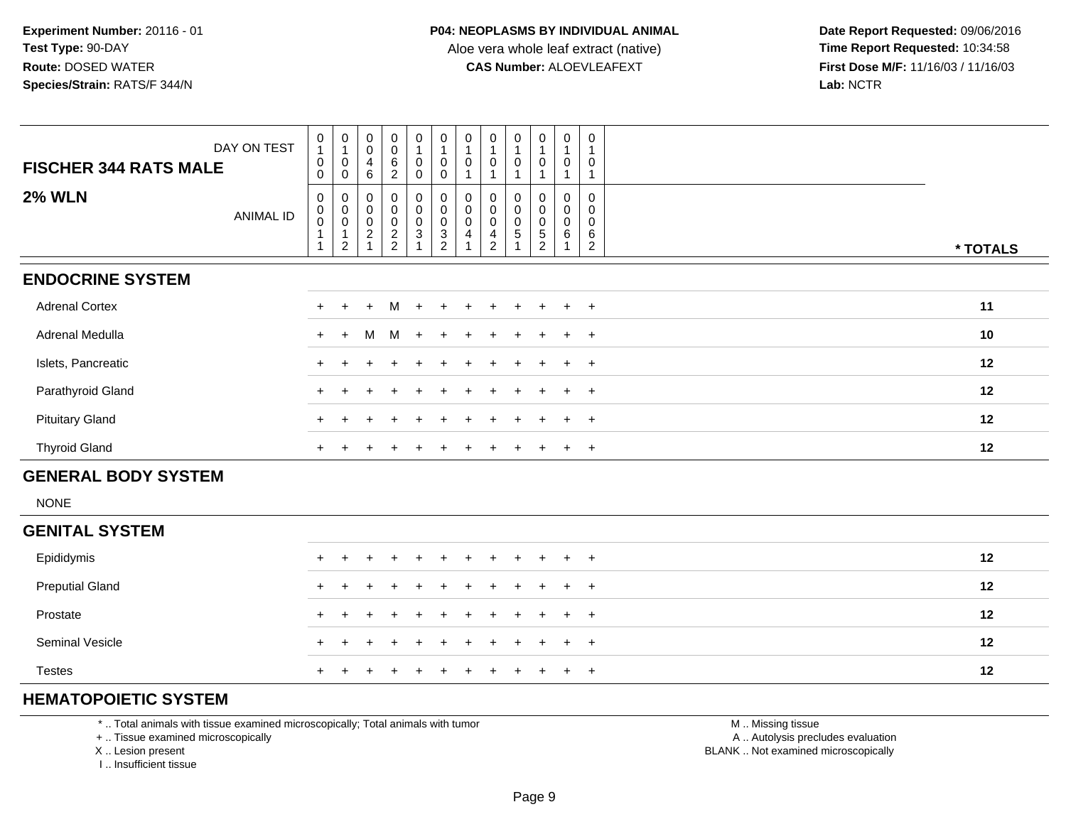**Experiment Number:** 20116 - 01
**Test Type:** 90-DAY
**Route:** DOSED WATER
**Species/Strain:** RATS/F 344/N

**P04: NEOPLASMS BY INDIVIDUAL ANIMAL**
Aloe vera whole leaf extract (native)
**CAS Number:** ALOEVLEAFEXT

**Date Report Requested:** 09/06/2016
**Time Report Requested:** 10:34:58
**First Dose M/F:** 11/16/03 / 11/16/03
**Lab:** NCTR

| FISCHER 344 RATS MALE — DAY ON TEST | 0100 | 0100 | 0046 | 0062 | 0100 | 0100 | 0101 | 0101 | 0101 | 0101 | 0101 | 0101 | |
|---|---|---|---|---|---|---|---|---|---|---|---|---|---|
| **2% WLN** — ANIMAL ID | 00011 | 00012 | 00021 | 00022 | 00031 | 00032 | 00041 | 00042 | 00051 | 00052 | 00061 | 00062 | *** TOTALS** |
| **ENDOCRINE SYSTEM** | | | | | | | | | | | | | |
| Adrenal Cortex | + | + | + | M | + | + | + | + | + | + | + | + | 11 |
| Adrenal Medulla | + | + | M | M | + | + | + | + | + | + | + | + | 10 |
| Islets, Pancreatic | + | + | + | + | + | + | + | + | + | + | + | + | 12 |
| Parathyroid Gland | + | + | + | + | + | + | + | + | + | + | + | + | 12 |
| Pituitary Gland | + | + | + | + | + | + | + | + | + | + | + | + | 12 |
| Thyroid Gland | + | + | + | + | + | + | + | + | + | + | + | + | 12 |
| **GENERAL BODY SYSTEM** | | | | | | | | | | | | | |
| NONE | | | | | | | | | | | | | |
| **GENITAL SYSTEM** | | | | | | | | | | | | | |
| Epididymis | + | + | + | + | + | + | + | + | + | + | + | + | 12 |
| Preputial Gland | + | + | + | + | + | + | + | + | + | + | + | + | 12 |
| Prostate | + | + | + | + | + | + | + | + | + | + | + | + | 12 |
| Seminal Vesicle | + | + | + | + | + | + | + | + | + | + | + | + | 12 |
| Testes | + | + | + | + | + | + | + | + | + | + | + | + | 12 |
| **HEMATOPOIETIC SYSTEM** | | | | | | | | | | | | | |

* .. Total animals with tissue examined microscopically; Total animals with tumor
+ .. Tissue examined microscopically
X .. Lesion present
I .. Insufficient tissue

M .. Missing tissue
A .. Autolysis precludes evaluation
BLANK .. Not examined microscopically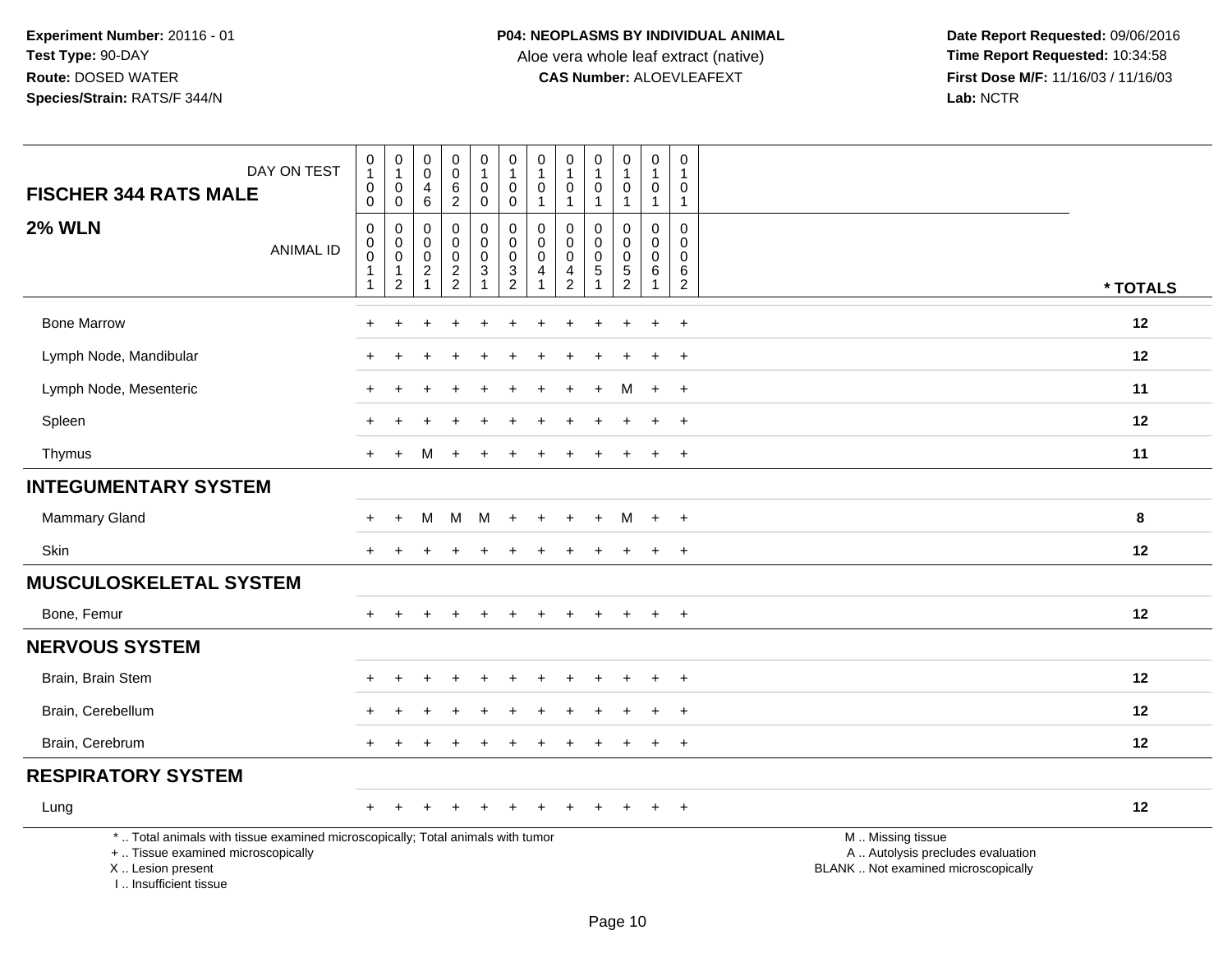**Experiment Number:** 20116 - 01
**Test Type:** 90-DAY
**Route:** DOSED WATER
**Species/Strain:** RATS/F 344/N

**P04: NEOPLASMS BY INDIVIDUAL ANIMAL**
Aloe vera whole leaf extract (native)
**CAS Number:** ALOEVLEAFEXT

**Date Report Requested:** 09/06/2016
**Time Report Requested:** 10:34:58
**First Dose M/F:** 11/16/03 / 11/16/03
**Lab:** NCTR

| FISCHER 344 RATS MALE — DAY ON TEST | 0100 | 0100 | 0046 | 0062 | 0100 | 0100 | 0101 | 0101 | 0101 | 0101 | 0101 | 0101 | |
|---|---|---|---|---|---|---|---|---|---|---|---|---|---|
| **2% WLN** — ANIMAL ID | 00011 | 00012 | 00021 | 00022 | 00031 | 00032 | 00041 | 00042 | 00051 | 00052 | 00061 | 00062 | *** TOTALS** |
| Bone Marrow | + | + | + | + | + | + | + | + | + | + | + | + | **12** |
| Lymph Node, Mandibular | + | + | + | + | + | + | + | + | + | + | + | + | **12** |
| Lymph Node, Mesenteric | + | + | + | + | + | + | + | + | + | M | + | + | **11** |
| Spleen | + | + | + | + | + | + | + | + | + | + | + | + | **12** |
| Thymus | + | + | M | + | + | + | + | + | + | + | + | + | **11** |
| **INTEGUMENTARY SYSTEM** | | | | | | | | | | | | | |
| Mammary Gland | + | + | M | M | M | + | + | + | + | M | + | + | **8** |
| Skin | + | + | + | + | + | + | + | + | + | + | + | + | **12** |
| **MUSCULOSKELETAL SYSTEM** | | | | | | | | | | | | | |
| Bone, Femur | + | + | + | + | + | + | + | + | + | + | + | + | **12** |
| **NERVOUS SYSTEM** | | | | | | | | | | | | | |
| Brain, Brain Stem | + | + | + | + | + | + | + | + | + | + | + | + | **12** |
| Brain, Cerebellum | + | + | + | + | + | + | + | + | + | + | + | + | **12** |
| Brain, Cerebrum | + | + | + | + | + | + | + | + | + | + | + | + | **12** |
| **RESPIRATORY SYSTEM** | | | | | | | | | | | | | |
| Lung | + | + | + | + | + | + | + | + | + | + | + | + | **12** |

* .. Total animals with tissue examined microscopically; Total animals with tumor
+ .. Tissue examined microscopically
X .. Lesion present
I .. Insufficient tissue

M .. Missing tissue
A .. Autolysis precludes evaluation
BLANK .. Not examined microscopically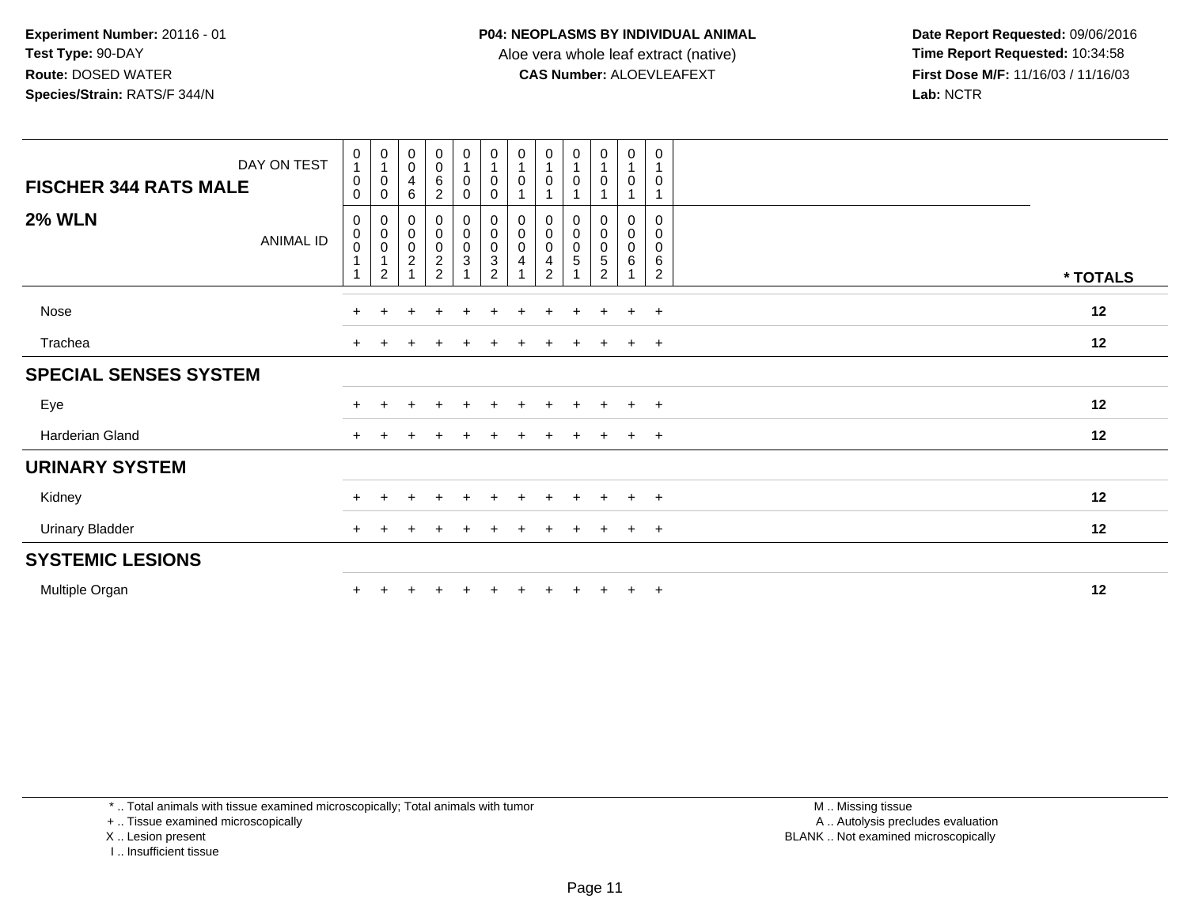**Experiment Number:** 20116 - 01
**Test Type:** 90-DAY
**Route:** DOSED WATER
**Species/Strain:** RATS/F 344/N

**P04: NEOPLASMS BY INDIVIDUAL ANIMAL**
Aloe vera whole leaf extract (native)
**CAS Number:** ALOEVLEAFEXT

**Date Report Requested:** 09/06/2016
**Time Report Requested:** 10:34:58
**First Dose M/F:** 11/16/03 / 11/16/03
**Lab:** NCTR

| FISCHER 344 RATS MALE — DAY ON TEST | 0100 | 0100 | 0046 | 0062 | 0100 | 0100 | 0101 | 0101 | 0101 | 0101 | 0101 | 0101 | |
|---|---|---|---|---|---|---|---|---|---|---|---|---|---|
| **2% WLN** — ANIMAL ID | 00011 | 00012 | 00021 | 00022 | 00031 | 00032 | 00041 | 00042 | 00051 | 00052 | 00061 | 00062 | *** TOTALS** |
| Nose | + | + | + | + | + | + | + | + | + | + | + | + | **12** |
| Trachea | + | + | + | + | + | + | + | + | + | + | + | + | **12** |
| **SPECIAL SENSES SYSTEM** | | | | | | | | | | | | | |
| Eye | + | + | + | + | + | + | + | + | + | + | + | + | **12** |
| Harderian Gland | + | + | + | + | + | + | + | + | + | + | + | + | **12** |
| **URINARY SYSTEM** | | | | | | | | | | | | | |
| Kidney | + | + | + | + | + | + | + | + | + | + | + | + | **12** |
| Urinary Bladder | + | + | + | + | + | + | + | + | + | + | + | + | **12** |
| **SYSTEMIC LESIONS** | | | | | | | | | | | | | |
| Multiple Organ | + | + | + | + | + | + | + | + | + | + | + | + | **12** |

* .. Total animals with tissue examined microscopically; Total animals with tumor
+ .. Tissue examined microscopically
X .. Lesion present
I .. Insufficient tissue

M .. Missing tissue
A .. Autolysis precludes evaluation
BLANK .. Not examined microscopically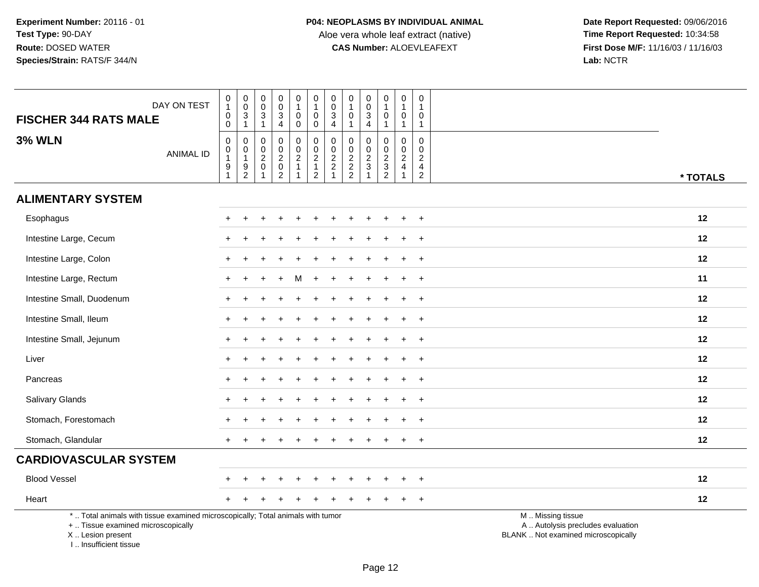**Experiment Number:** 20116 - 01
**Test Type:** 90-DAY
**Route:** DOSED WATER
**Species/Strain:** RATS/F 344/N

**P04: NEOPLASMS BY INDIVIDUAL ANIMAL**
Aloe vera whole leaf extract (native)
**CAS Number:** ALOEVLEAFEXT

**Date Report Requested:** 09/06/2016
**Time Report Requested:** 10:34:58
**First Dose M/F:** 11/16/03 / 11/16/03
**Lab:** NCTR

| FISCHER 344 RATS MALE / 3% WLN | | | | | | | | | | | | | |
|---|---|---|---|---|---|---|---|---|---|---|---|---|---|
| DAY ON TEST | 0100 | 0031 | 0031 | 0034 | 0100 | 0100 | 0034 | 0101 | 0034 | 0101 | 0101 | 0101 | |
| ANIMAL ID | 00191 | 00192 | 00201 | 00202 | 00211 | 00212 | 00221 | 00222 | 00231 | 00232 | 00241 | 00242 | * TOTALS |
| **ALIMENTARY SYSTEM** | | | | | | | | | | | | | |
| Esophagus | + | + | + | + | + | + | + | + | + | + | + | + | 12 |
| Intestine Large, Cecum | + | + | + | + | + | + | + | + | + | + | + | + | 12 |
| Intestine Large, Colon | + | + | + | + | + | + | + | + | + | + | + | + | 12 |
| Intestine Large, Rectum | + | + | + | + | M | + | + | + | + | + | + | + | 11 |
| Intestine Small, Duodenum | + | + | + | + | + | + | + | + | + | + | + | + | 12 |
| Intestine Small, Ileum | + | + | + | + | + | + | + | + | + | + | + | + | 12 |
| Intestine Small, Jejunum | + | + | + | + | + | + | + | + | + | + | + | + | 12 |
| Liver | + | + | + | + | + | + | + | + | + | + | + | + | 12 |
| Pancreas | + | + | + | + | + | + | + | + | + | + | + | + | 12 |
| Salivary Glands | + | + | + | + | + | + | + | + | + | + | + | + | 12 |
| Stomach, Forestomach | + | + | + | + | + | + | + | + | + | + | + | + | 12 |
| Stomach, Glandular | + | + | + | + | + | + | + | + | + | + | + | + | 12 |
| **CARDIOVASCULAR SYSTEM** | | | | | | | | | | | | | |
| Blood Vessel | + | + | + | + | + | + | + | + | + | + | + | + | 12 |
| Heart | + | + | + | + | + | + | + | + | + | + | + | + | 12 |

* .. Total animals with tissue examined microscopically; Total animals with tumor
+ .. Tissue examined microscopically
X .. Lesion present
I .. Insufficient tissue

M .. Missing tissue
A .. Autolysis precludes evaluation
BLANK .. Not examined microscopically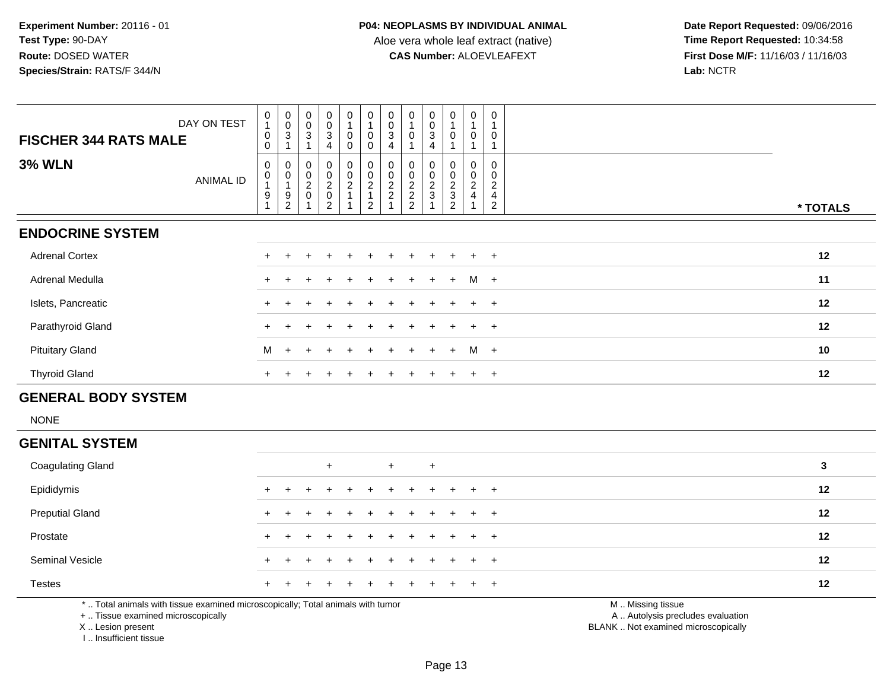**Experiment Number:** 20116 - 01
**Test Type:** 90-DAY
**Route:** DOSED WATER
**Species/Strain:** RATS/F 344/N

**P04: NEOPLASMS BY INDIVIDUAL ANIMAL**
Aloe vera whole leaf extract (native)
**CAS Number:** ALOEVLEAFEXT

**Date Report Requested:** 09/06/2016
**Time Report Requested:** 10:34:58
**First Dose M/F:** 11/16/03 / 11/16/03
**Lab:** NCTR

| FISCHER 344 RATS MALE — DAY ON TEST | 0100 | 0031 | 0031 | 0034 | 0100 | 0100 | 0034 | 0101 | 0034 | 0101 | 0101 | 0101 | |
|---|---|---|---|---|---|---|---|---|---|---|---|---|---|
| **3% WLN** — ANIMAL ID | 00191 | 00192 | 00201 | 00202 | 00211 | 00212 | 00221 | 00222 | 00231 | 00232 | 00241 | 00242 | * TOTALS |
| **ENDOCRINE SYSTEM** | | | | | | | | | | | | | |
| Adrenal Cortex | + | + | + | + | + | + | + | + | + | + | + | + | 12 |
| Adrenal Medulla | + | + | + | + | + | + | + | + | + | + | M | + | 11 |
| Islets, Pancreatic | + | + | + | + | + | + | + | + | + | + | + | + | 12 |
| Parathyroid Gland | + | + | + | + | + | + | + | + | + | + | + | + | 12 |
| Pituitary Gland | M | + | + | + | + | + | + | + | + | + | M | + | 10 |
| Thyroid Gland | + | + | + | + | + | + | + | + | + | + | + | + | 12 |
| **GENERAL BODY SYSTEM** | | | | | | | | | | | | | |
| NONE | | | | | | | | | | | | | |
| **GENITAL SYSTEM** | | | | | | | | | | | | | |
| Coagulating Gland | | | | + | | | + | | + | | | | 3 |
| Epididymis | + | + | + | + | + | + | + | + | + | + | + | + | 12 |
| Preputial Gland | + | + | + | + | + | + | + | + | + | + | + | + | 12 |
| Prostate | + | + | + | + | + | + | + | + | + | + | + | + | 12 |
| Seminal Vesicle | + | + | + | + | + | + | + | + | + | + | + | + | 12 |
| Testes | + | + | + | + | + | + | + | + | + | + | + | + | 12 |

\* .. Total animals with tissue examined microscopically; Total animals with tumor
\+ .. Tissue examined microscopically
X .. Lesion present
I .. Insufficient tissue

M .. Missing tissue
A .. Autolysis precludes evaluation
BLANK .. Not examined microscopically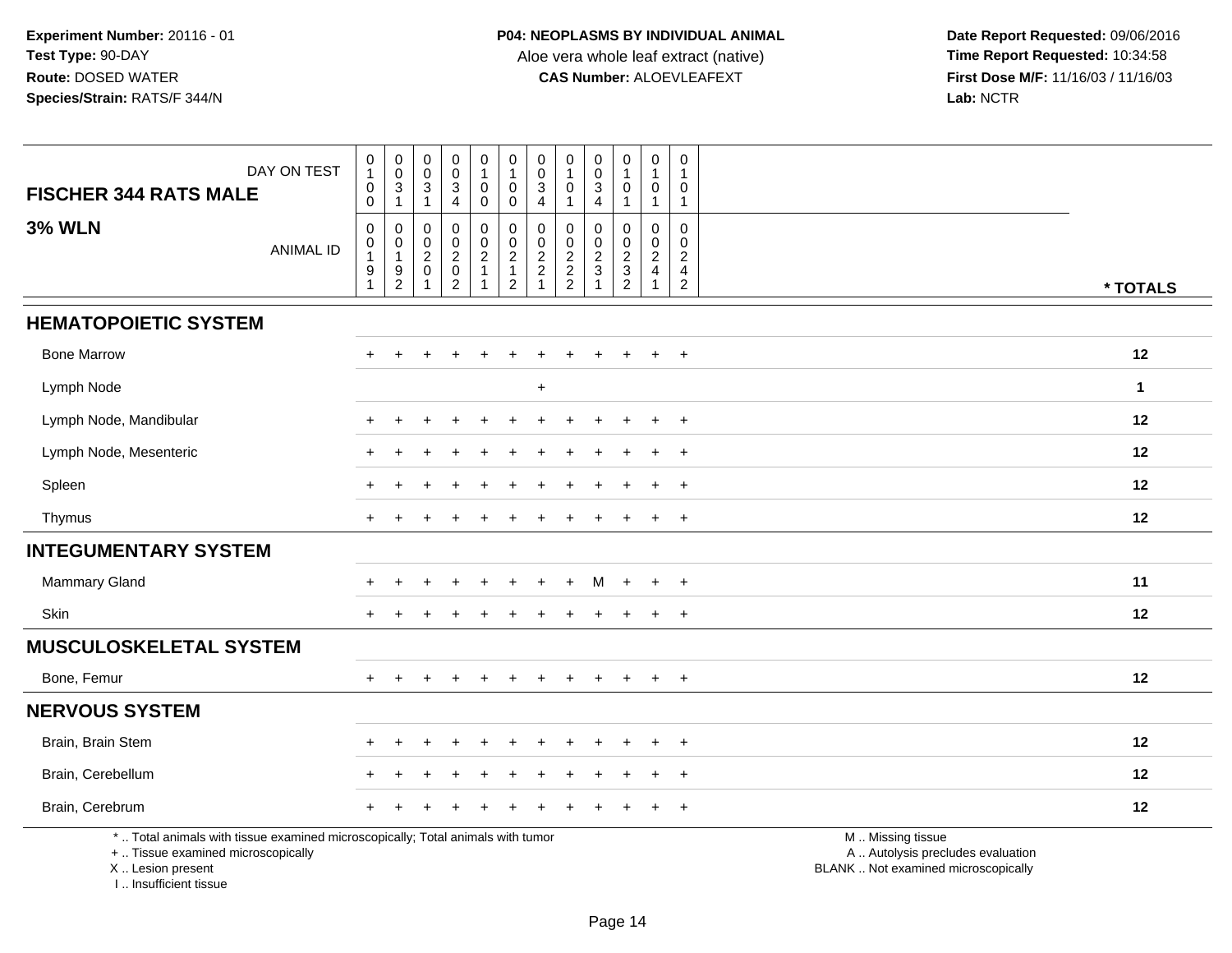**Experiment Number:** 20116 - 01
**Test Type:** 90-DAY
**Route:** DOSED WATER
**Species/Strain:** RATS/F 344/N

**P04: NEOPLASMS BY INDIVIDUAL ANIMAL**
Aloe vera whole leaf extract (native)
**CAS Number:** ALOEVLEAFEXT

**Date Report Requested:** 09/06/2016
**Time Report Requested:** 10:34:58
**First Dose M/F:** 11/16/03 / 11/16/03
**Lab:** NCTR

| FISCHER 344 RATS MALE — DAY ON TEST | 0100 | 0031 | 0031 | 0034 | 0100 | 0100 | 0034 | 0101 | 0034 | 0101 | 0101 | 0101 | |
|---|---|---|---|---|---|---|---|---|---|---|---|---|---|
| **3% WLN** — ANIMAL ID | 00191 | 00192 | 00201 | 00202 | 00211 | 00212 | 00221 | 00222 | 00231 | 00232 | 00241 | 00242 | *** TOTALS** |
| **HEMATOPOIETIC SYSTEM** | | | | | | | | | | | | | |
| Bone Marrow | + | + | + | + | + | + | + | + | + | + | + | + | **12** |
| Lymph Node | | | | | | | + | | | | | | **1** |
| Lymph Node, Mandibular | + | + | + | + | + | + | + | + | + | + | + | + | **12** |
| Lymph Node, Mesenteric | + | + | + | + | + | + | + | + | + | + | + | + | **12** |
| Spleen | + | + | + | + | + | + | + | + | + | + | + | + | **12** |
| Thymus | + | + | + | + | + | + | + | + | + | + | + | + | **12** |
| **INTEGUMENTARY SYSTEM** | | | | | | | | | | | | | |
| Mammary Gland | + | + | + | + | + | + | + | + | M | + | + | + | **11** |
| Skin | + | + | + | + | + | + | + | + | + | + | + | + | **12** |
| **MUSCULOSKELETAL SYSTEM** | | | | | | | | | | | | | |
| Bone, Femur | + | + | + | + | + | + | + | + | + | + | + | + | **12** |
| **NERVOUS SYSTEM** | | | | | | | | | | | | | |
| Brain, Brain Stem | + | + | + | + | + | + | + | + | + | + | + | + | **12** |
| Brain, Cerebellum | + | + | + | + | + | + | + | + | + | + | + | + | **12** |
| Brain, Cerebrum | + | + | + | + | + | + | + | + | + | + | + | + | **12** |

\* .. Total animals with tissue examined microscopically; Total animals with tumor
\+ .. Tissue examined microscopically
X .. Lesion present
I .. Insufficient tissue

M .. Missing tissue
A .. Autolysis precludes evaluation
BLANK .. Not examined microscopically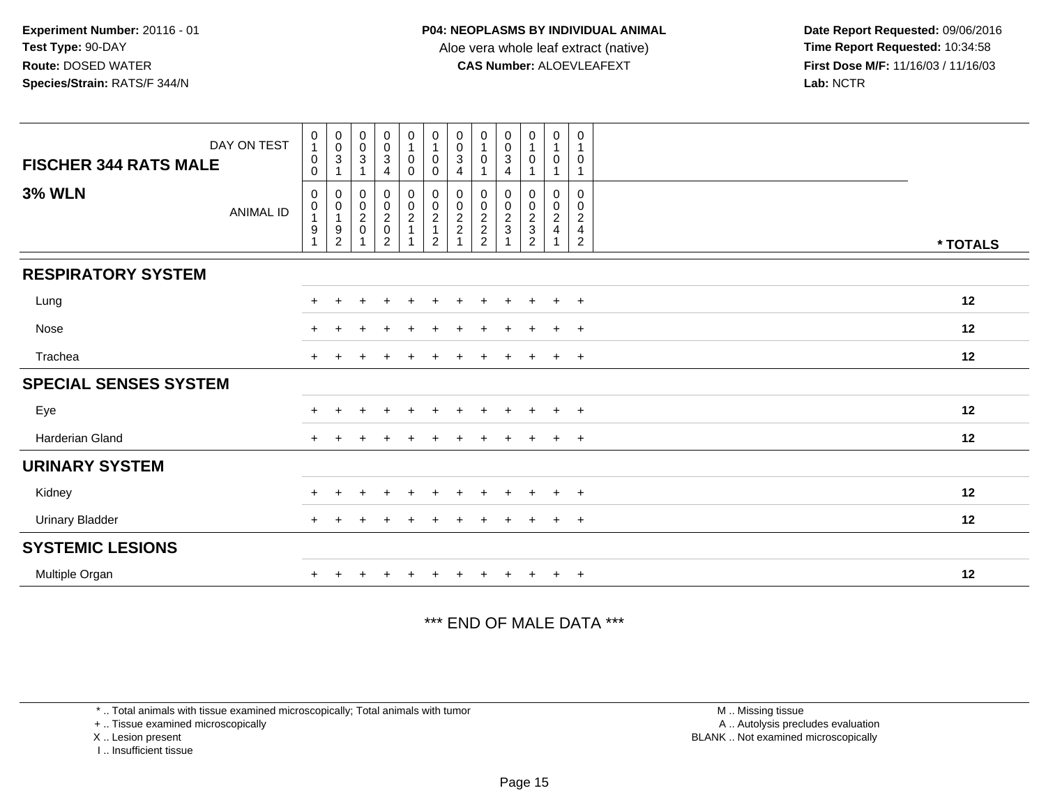**Experiment Number:** 20116 - 01
**Test Type:** 90-DAY
**Route:** DOSED WATER
**Species/Strain:** RATS/F 344/N

**P04: NEOPLASMS BY INDIVIDUAL ANIMAL**
Aloe vera whole leaf extract (native)
**CAS Number:** ALOEVLEAFEXT

**Date Report Requested:** 09/06/2016
**Time Report Requested:** 10:34:58
**First Dose M/F:** 11/16/03 / 11/16/03
**Lab:** NCTR

| FISCHER 344 RATS MALE — DAY ON TEST | 0100 | 0031 | 0031 | 0034 | 0100 | 0100 | 0034 | 0101 | 0034 | 0101 | 0101 | 0101 | |
|---|---|---|---|---|---|---|---|---|---|---|---|---|---|
| **3% WLN** — ANIMAL ID | 00191 | 00192 | 00201 | 00202 | 00211 | 00212 | 00221 | 00222 | 00231 | 00232 | 00241 | 00242 | * TOTALS |
| **RESPIRATORY SYSTEM** | | | | | | | | | | | | | |
| Lung | + | + | + | + | + | + | + | + | + | + | + | + | 12 |
| Nose | + | + | + | + | + | + | + | + | + | + | + | + | 12 |
| Trachea | + | + | + | + | + | + | + | + | + | + | + | + | 12 |
| **SPECIAL SENSES SYSTEM** | | | | | | | | | | | | | |
| Eye | + | + | + | + | + | + | + | + | + | + | + | + | 12 |
| Harderian Gland | + | + | + | + | + | + | + | + | + | + | + | + | 12 |
| **URINARY SYSTEM** | | | | | | | | | | | | | |
| Kidney | + | + | + | + | + | + | + | + | + | + | + | + | 12 |
| Urinary Bladder | + | + | + | + | + | + | + | + | + | + | + | + | 12 |
| **SYSTEMIC LESIONS** | | | | | | | | | | | | | |
| Multiple Organ | + | + | + | + | + | + | + | + | + | + | + | + | 12 |

*** END OF MALE DATA ***

* .. Total animals with tissue examined microscopically; Total animals with tumor
+ .. Tissue examined microscopically
X .. Lesion present
I .. Insufficient tissue

M .. Missing tissue
A .. Autolysis precludes evaluation
BLANK .. Not examined microscopically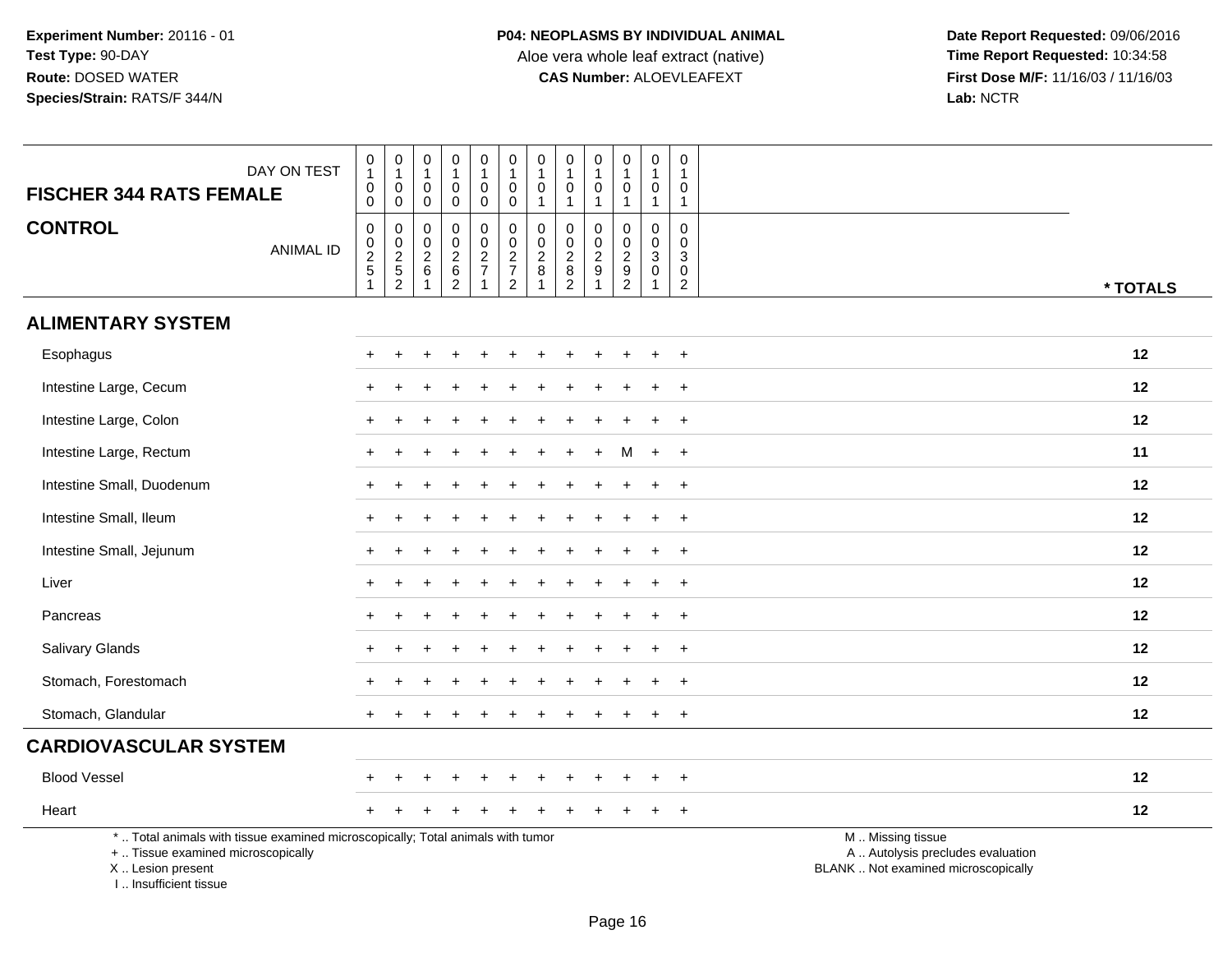**Experiment Number:** 20116 - 01
**Test Type:** 90-DAY
**Route:** DOSED WATER
**Species/Strain:** RATS/F 344/N

**P04: NEOPLASMS BY INDIVIDUAL ANIMAL**
Aloe vera whole leaf extract (native)
**CAS Number:** ALOEVLEAFEXT

**Date Report Requested:** 09/06/2016
**Time Report Requested:** 10:34:58
**First Dose M/F:** 11/16/03 / 11/16/03
**Lab:** NCTR

| FISCHER 344 RATS FEMALE — DAY ON TEST | 0100 | 0100 | 0100 | 0100 | 0100 | 0100 | 0101 | 0101 | 0101 | 0101 | 0101 | 0101 | |
|---|---|---|---|---|---|---|---|---|---|---|---|---|---|
| **CONTROL** — ANIMAL ID | 00251 | 00252 | 00261 | 00262 | 00271 | 00272 | 00281 | 00282 | 00291 | 00292 | 00301 | 00302 | * TOTALS |
| **ALIMENTARY SYSTEM** | | | | | | | | | | | | | |
| Esophagus | + | + | + | + | + | + | + | + | + | + | + | + | 12 |
| Intestine Large, Cecum | + | + | + | + | + | + | + | + | + | + | + | + | 12 |
| Intestine Large, Colon | + | + | + | + | + | + | + | + | + | + | + | + | 12 |
| Intestine Large, Rectum | + | + | + | + | + | + | + | + | + | M | + | + | 11 |
| Intestine Small, Duodenum | + | + | + | + | + | + | + | + | + | + | + | + | 12 |
| Intestine Small, Ileum | + | + | + | + | + | + | + | + | + | + | + | + | 12 |
| Intestine Small, Jejunum | + | + | + | + | + | + | + | + | + | + | + | + | 12 |
| Liver | + | + | + | + | + | + | + | + | + | + | + | + | 12 |
| Pancreas | + | + | + | + | + | + | + | + | + | + | + | + | 12 |
| Salivary Glands | + | + | + | + | + | + | + | + | + | + | + | + | 12 |
| Stomach, Forestomach | + | + | + | + | + | + | + | + | + | + | + | + | 12 |
| Stomach, Glandular | + | + | + | + | + | + | + | + | + | + | + | + | 12 |
| **CARDIOVASCULAR SYSTEM** | | | | | | | | | | | | | |
| Blood Vessel | + | + | + | + | + | + | + | + | + | + | + | + | 12 |
| Heart | + | + | + | + | + | + | + | + | + | + | + | + | 12 |

* .. Total animals with tissue examined microscopically; Total animals with tumor
+ .. Tissue examined microscopically
X .. Lesion present
I .. Insufficient tissue

M .. Missing tissue
A .. Autolysis precludes evaluation
BLANK .. Not examined microscopically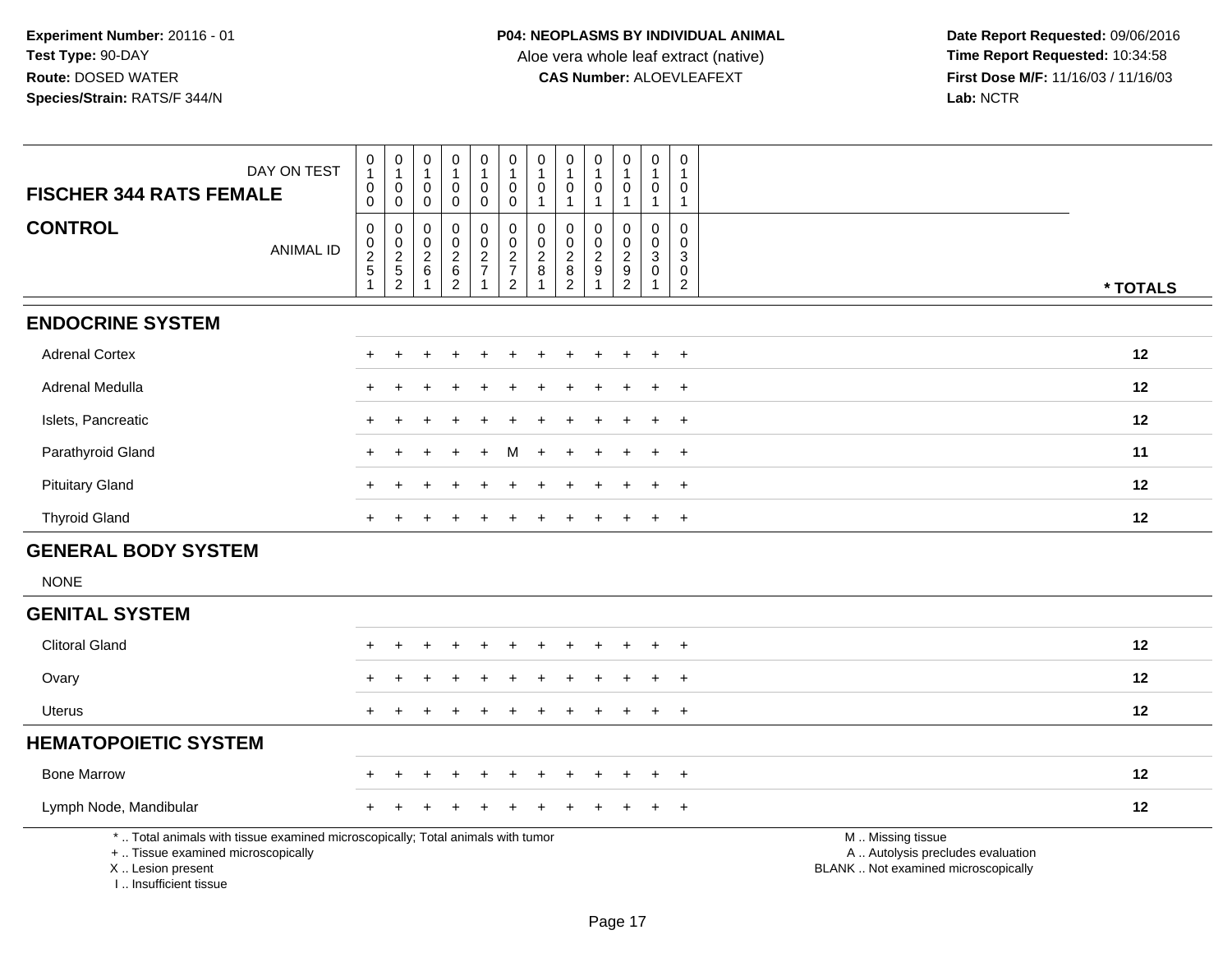**Experiment Number:** 20116 - 01
**Test Type:** 90-DAY
**Route:** DOSED WATER
**Species/Strain:** RATS/F 344/N

**P04: NEOPLASMS BY INDIVIDUAL ANIMAL**
Aloe vera whole leaf extract (native)
**CAS Number:** ALOEVLEAFEXT

**Date Report Requested:** 09/06/2016
**Time Report Requested:** 10:34:58
**First Dose M/F:** 11/16/03 / 11/16/03
**Lab:** NCTR

| FISCHER 344 RATS FEMALE — DAY ON TEST | 0100 | 0100 | 0100 | 0100 | 0100 | 0100 | 0101 | 0101 | 0101 | 0101 | 0101 | 0101 | |
|---|---|---|---|---|---|---|---|---|---|---|---|---|---|
| **CONTROL** — ANIMAL ID | 00251 | 00252 | 00261 | 00262 | 00271 | 00272 | 00281 | 00282 | 00291 | 00292 | 00301 | 00302 | *** TOTALS** |
| **ENDOCRINE SYSTEM** | | | | | | | | | | | | | |
| Adrenal Cortex | + | + | + | + | + | + | + | + | + | + | + | + | 12 |
| Adrenal Medulla | + | + | + | + | + | + | + | + | + | + | + | + | 12 |
| Islets, Pancreatic | + | + | + | + | + | + | + | + | + | + | + | + | 12 |
| Parathyroid Gland | + | + | + | + | + | M | + | + | + | + | + | + | 11 |
| Pituitary Gland | + | + | + | + | + | + | + | + | + | + | + | + | 12 |
| Thyroid Gland | + | + | + | + | + | + | + | + | + | + | + | + | 12 |
| **GENERAL BODY SYSTEM** | | | | | | | | | | | | | |
| NONE | | | | | | | | | | | | | |
| **GENITAL SYSTEM** | | | | | | | | | | | | | |
| Clitoral Gland | + | + | + | + | + | + | + | + | + | + | + | + | 12 |
| Ovary | + | + | + | + | + | + | + | + | + | + | + | + | 12 |
| Uterus | + | + | + | + | + | + | + | + | + | + | + | + | 12 |
| **HEMATOPOIETIC SYSTEM** | | | | | | | | | | | | | |
| Bone Marrow | + | + | + | + | + | + | + | + | + | + | + | + | 12 |
| Lymph Node, Mandibular | + | + | + | + | + | + | + | + | + | + | + | + | 12 |

* .. Total animals with tissue examined microscopically; Total animals with tumor
+ .. Tissue examined microscopically
X .. Lesion present
I .. Insufficient tissue

M .. Missing tissue
A .. Autolysis precludes evaluation
BLANK .. Not examined microscopically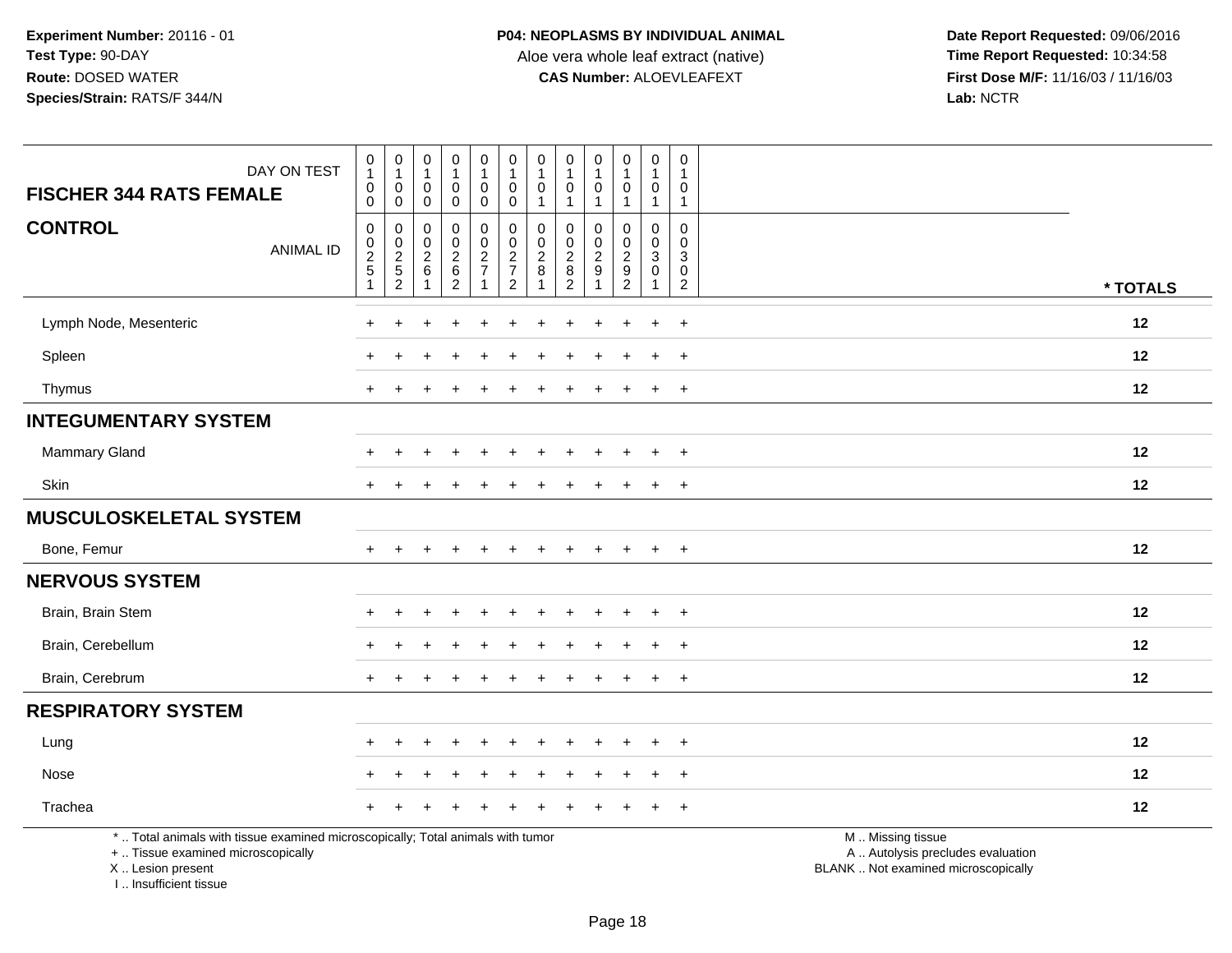**Experiment Number:** 20116 - 01
**Test Type:** 90-DAY
**Route:** DOSED WATER
**Species/Strain:** RATS/F 344/N

**P04: NEOPLASMS BY INDIVIDUAL ANIMAL**
Aloe vera whole leaf extract (native)
**CAS Number:** ALOEVLEAFEXT

**Date Report Requested:** 09/06/2016
**Time Report Requested:** 10:34:58
**First Dose M/F:** 11/16/03 / 11/16/03
**Lab:** NCTR

| FISCHER 344 RATS FEMALE — DAY ON TEST | 0100 | 0100 | 0100 | 0100 | 0100 | 0100 | 0101 | 0101 | 0101 | 0101 | 0101 | 0101 | |
|---|---|---|---|---|---|---|---|---|---|---|---|---|---|
| **CONTROL** — ANIMAL ID | 00251 | 00252 | 00261 | 00262 | 00271 | 00272 | 00281 | 00282 | 00291 | 00292 | 00301 | 00302 | *** TOTALS** |
| Lymph Node, Mesenteric | + | + | + | + | + | + | + | + | + | + | + | + | **12** |
| Spleen | + | + | + | + | + | + | + | + | + | + | + | + | **12** |
| Thymus | + | + | + | + | + | + | + | + | + | + | + | + | **12** |
| **INTEGUMENTARY SYSTEM** | | | | | | | | | | | | | |
| Mammary Gland | + | + | + | + | + | + | + | + | + | + | + | + | **12** |
| Skin | + | + | + | + | + | + | + | + | + | + | + | + | **12** |
| **MUSCULOSKELETAL SYSTEM** | | | | | | | | | | | | | |
| Bone, Femur | + | + | + | + | + | + | + | + | + | + | + | + | **12** |
| **NERVOUS SYSTEM** | | | | | | | | | | | | | |
| Brain, Brain Stem | + | + | + | + | + | + | + | + | + | + | + | + | **12** |
| Brain, Cerebellum | + | + | + | + | + | + | + | + | + | + | + | + | **12** |
| Brain, Cerebrum | + | + | + | + | + | + | + | + | + | + | + | + | **12** |
| **RESPIRATORY SYSTEM** | | | | | | | | | | | | | |
| Lung | + | + | + | + | + | + | + | + | + | + | + | + | **12** |
| Nose | + | + | + | + | + | + | + | + | + | + | + | + | **12** |
| Trachea | + | + | + | + | + | + | + | + | + | + | + | + | **12** |

* .. Total animals with tissue examined microscopically; Total animals with tumor
+ .. Tissue examined microscopically
X .. Lesion present
I .. Insufficient tissue

M .. Missing tissue
A .. Autolysis precludes evaluation
BLANK .. Not examined microscopically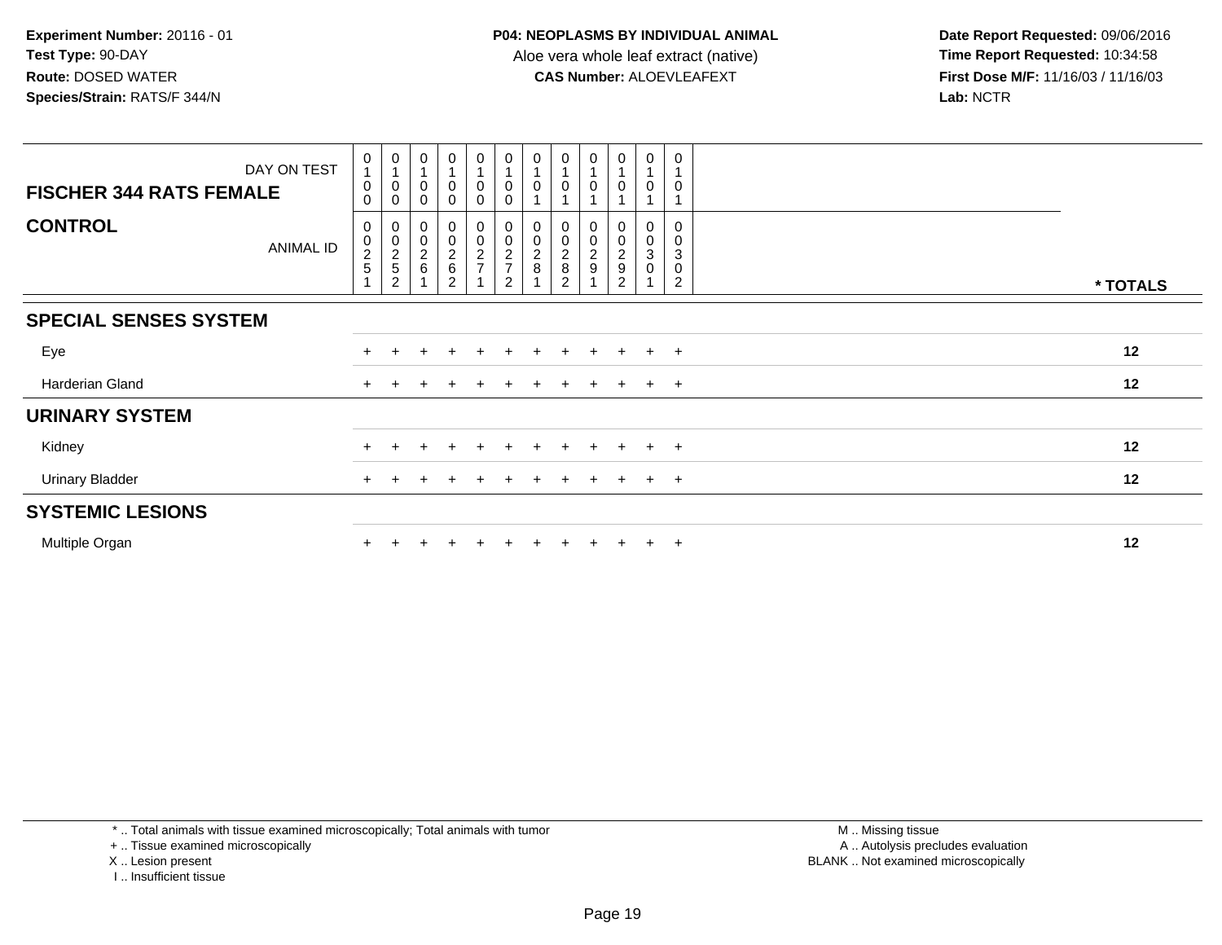Experiment Number: 20116 - 01
Test Type: 90-DAY
Route: DOSED WATER
Species/Strain: RATS/F 344/N

**P04: NEOPLASMS BY INDIVIDUAL ANIMAL**
Aloe vera whole leaf extract (native)
**CAS Number:** ALOEVLEAFEXT

Date Report Requested: 09/06/2016
Time Report Requested: 10:34:58
First Dose M/F: 11/16/03 / 11/16/03
Lab: NCTR

| DAY ON TEST | 0100 | 0100 | 0100 | 0100 | 0100 | 0100 | 0101 | 0101 | 0101 | 0101 | 0101 | 0101 | |
|---|---|---|---|---|---|---|---|---|---|---|---|---|---|
| **FISCHER 344 RATS FEMALE** | | | | | | | | | | | | | |
| **CONTROL** ANIMAL ID | 00251 | 00252 | 00261 | 00262 | 00271 | 00272 | 00281 | 00282 | 00291 | 00292 | 00301 | 00302 | * TOTALS |
| **SPECIAL SENSES SYSTEM** | | | | | | | | | | | | | |
| Eye | + | + | + | + | + | + | + | + | + | + | + | + | 12 |
| Harderian Gland | + | + | + | + | + | + | + | + | + | + | + | + | 12 |
| **URINARY SYSTEM** | | | | | | | | | | | | | |
| Kidney | + | + | + | + | + | + | + | + | + | + | + | + | 12 |
| Urinary Bladder | + | + | + | + | + | + | + | + | + | + | + | + | 12 |
| **SYSTEMIC LESIONS** | | | | | | | | | | | | | |
| Multiple Organ | + | + | + | + | + | + | + | + | + | + | + | + | 12 |

* .. Total animals with tissue examined microscopically; Total animals with tumor
+ .. Tissue examined microscopically
X .. Lesion present
I .. Insufficient tissue

M .. Missing tissue
A .. Autolysis precludes evaluation
BLANK .. Not examined microscopically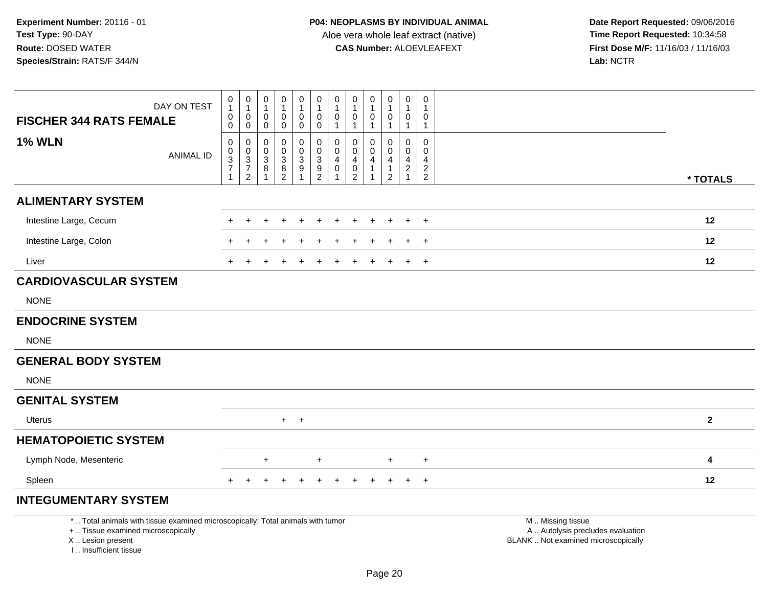**Experiment Number:** 20116 - 01
**Test Type:** 90-DAY
**Route:** DOSED WATER
**Species/Strain:** RATS/F 344/N

**P04: NEOPLASMS BY INDIVIDUAL ANIMAL**
Aloe vera whole leaf extract (native)
**CAS Number:** ALOEVLEAFEXT

**Date Report Requested:** 09/06/2016
**Time Report Requested:** 10:34:58
**First Dose M/F:** 11/16/03 / 11/16/03
**Lab:** NCTR

| FISCHER 344 RATS FEMALE<br>1% WLN | DAY ON TEST | 0100 | 0100 | 0100 | 0100 | 0100 | 0100 | 0101 | 0101 | 0101 | 0101 | 0101 | 0101 | |
|---|---|---|---|---|---|---|---|---|---|---|---|---|---|---|
| | ANIMAL ID | 00371 | 00372 | 00381 | 00382 | 00391 | 00392 | 00401 | 00402 | 00411 | 00412 | 00421 | 00422 | * TOTALS |
| **ALIMENTARY SYSTEM** | | | | | | | | | | | | | | |
| Intestine Large, Cecum | | + | + | + | + | + | + | + | + | + | + | + | + | 12 |
| Intestine Large, Colon | | + | + | + | + | + | + | + | + | + | + | + | + | 12 |
| Liver | | + | + | + | + | + | + | + | + | + | + | + | + | 12 |
| **CARDIOVASCULAR SYSTEM** | | | | | | | | | | | | | | |
| NONE | | | | | | | | | | | | | | |
| **ENDOCRINE SYSTEM** | | | | | | | | | | | | | | |
| NONE | | | | | | | | | | | | | | |
| **GENERAL BODY SYSTEM** | | | | | | | | | | | | | | |
| NONE | | | | | | | | | | | | | | |
| **GENITAL SYSTEM** | | | | | | | | | | | | | | |
| Uterus | | | | | + | + | | | | | | | | 2 |
| **HEMATOPOIETIC SYSTEM** | | | | | | | | | | | | | | |
| Lymph Node, Mesenteric | | | | + | | | + | | | | + | | + | 4 |
| Spleen | | + | + | + | + | + | + | + | + | + | + | + | + | 12 |
| **INTEGUMENTARY SYSTEM** | | | | | | | | | | | | | | |

\* .. Total animals with tissue examined microscopically; Total animals with tumor
\+ .. Tissue examined microscopically
X .. Lesion present
I .. Insufficient tissue

M .. Missing tissue
A .. Autolysis precludes evaluation
BLANK .. Not examined microscopically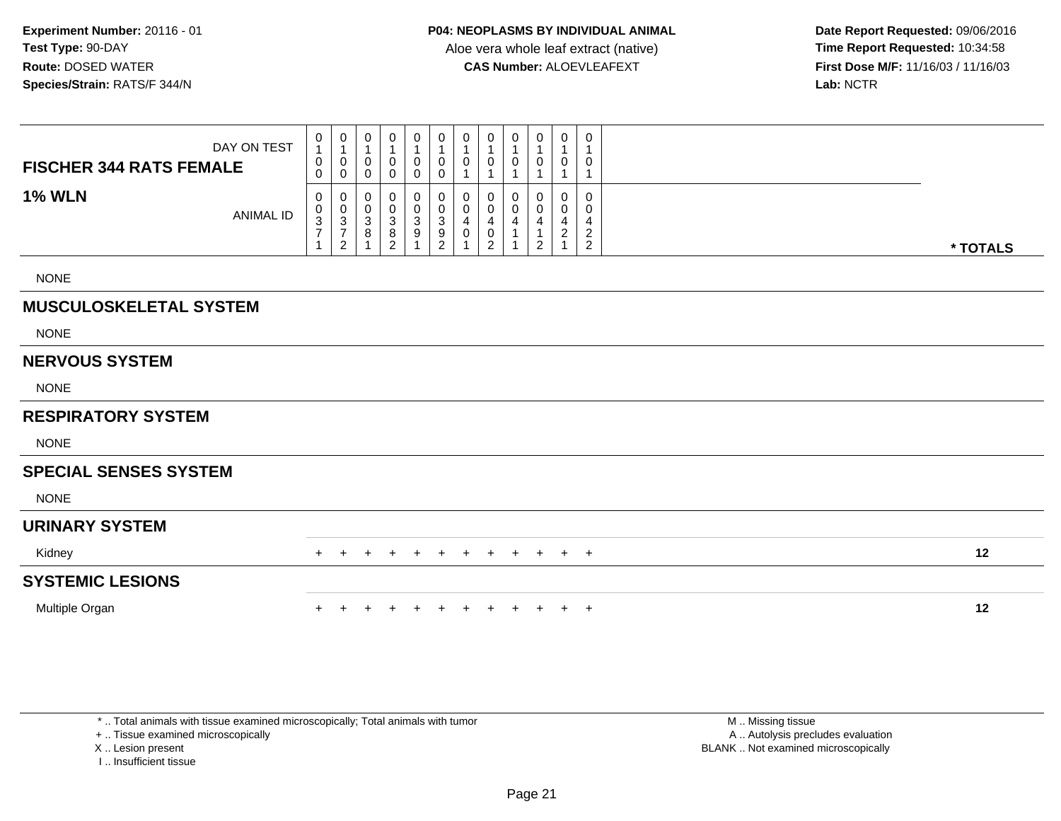**Experiment Number:** 20116 - 01
**Test Type:** 90-DAY
**Route:** DOSED WATER
**Species/Strain:** RATS/F 344/N

**P04: NEOPLASMS BY INDIVIDUAL ANIMAL**
Aloe vera whole leaf extract (native)
**CAS Number:** ALOEVLEAFEXT

**Date Report Requested:** 09/06/2016
**Time Report Requested:** 10:34:58
**First Dose M/F:** 11/16/03 / 11/16/03
**Lab:** NCTR

| FISCHER 344 RATS FEMALE — DAY ON TEST | 0100 | 0100 | 0100 | 0100 | 0100 | 0100 | 0101 | 0101 | 0101 | 0101 | 0101 | 0101 | |
|---|---|---|---|---|---|---|---|---|---|---|---|---|---|
| **1% WLN** — ANIMAL ID | 00371 | 00372 | 00381 | 00382 | 00391 | 00392 | 00401 | 00402 | 00411 | 00412 | 00421 | 00422 | * TOTALS |
| NONE | | | | | | | | | | | | | |
| **MUSCULOSKELETAL SYSTEM** | | | | | | | | | | | | | |
| NONE | | | | | | | | | | | | | |
| **NERVOUS SYSTEM** | | | | | | | | | | | | | |
| NONE | | | | | | | | | | | | | |
| **RESPIRATORY SYSTEM** | | | | | | | | | | | | | |
| NONE | | | | | | | | | | | | | |
| **SPECIAL SENSES SYSTEM** | | | | | | | | | | | | | |
| NONE | | | | | | | | | | | | | |
| **URINARY SYSTEM** | | | | | | | | | | | | | |
| Kidney | + | + | + | + | + | + | + | + | + | + | + | + | 12 |
| **SYSTEMIC LESIONS** | | | | | | | | | | | | | |
| Multiple Organ | + | + | + | + | + | + | + | + | + | + | + | + | 12 |

* .. Total animals with tissue examined microscopically; Total animals with tumor
+ .. Tissue examined microscopically
X .. Lesion present
I .. Insufficient tissue

M .. Missing tissue
A .. Autolysis precludes evaluation
BLANK .. Not examined microscopically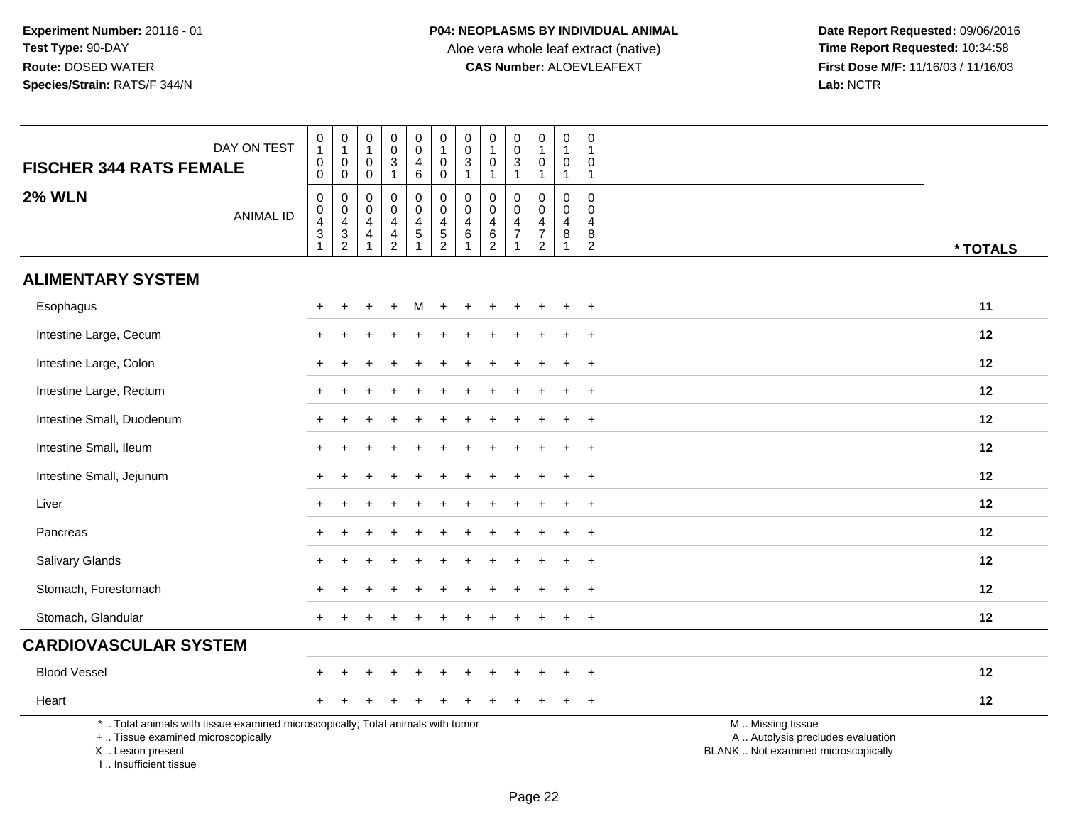**Experiment Number:** 20116 - 01
**Test Type:** 90-DAY
**Route:** DOSED WATER
**Species/Strain:** RATS/F 344/N

**P04: NEOPLASMS BY INDIVIDUAL ANIMAL**
Aloe vera whole leaf extract (native)
**CAS Number:** ALOEVLEAFEXT

**Date Report Requested:** 09/06/2016
**Time Report Requested:** 10:34:58
**First Dose M/F:** 11/16/03 / 11/16/03
**Lab:** NCTR

| FISCHER 344 RATS FEMALE — DAY ON TEST | 0100 | 0100 | 0100 | 0031 | 0046 | 0100 | 0031 | 0101 | 0031 | 0101 | 0101 | 0101 | |
|---|---|---|---|---|---|---|---|---|---|---|---|---|---|
| **2% WLN** — ANIMAL ID | 00431 | 00432 | 00441 | 00442 | 00451 | 00452 | 00461 | 00462 | 00471 | 00472 | 00481 | 00482 | *** TOTALS** |
| **ALIMENTARY SYSTEM** | | | | | | | | | | | | | |
| Esophagus | + | + | + | + | M | + | + | + | + | + | + | + | **11** |
| Intestine Large, Cecum | + | + | + | + | + | + | + | + | + | + | + | + | **12** |
| Intestine Large, Colon | + | + | + | + | + | + | + | + | + | + | + | + | **12** |
| Intestine Large, Rectum | + | + | + | + | + | + | + | + | + | + | + | + | **12** |
| Intestine Small, Duodenum | + | + | + | + | + | + | + | + | + | + | + | + | **12** |
| Intestine Small, Ileum | + | + | + | + | + | + | + | + | + | + | + | + | **12** |
| Intestine Small, Jejunum | + | + | + | + | + | + | + | + | + | + | + | + | **12** |
| Liver | + | + | + | + | + | + | + | + | + | + | + | + | **12** |
| Pancreas | + | + | + | + | + | + | + | + | + | + | + | + | **12** |
| Salivary Glands | + | + | + | + | + | + | + | + | + | + | + | + | **12** |
| Stomach, Forestomach | + | + | + | + | + | + | + | + | + | + | + | + | **12** |
| Stomach, Glandular | + | + | + | + | + | + | + | + | + | + | + | + | **12** |
| **CARDIOVASCULAR SYSTEM** | | | | | | | | | | | | | |
| Blood Vessel | + | + | + | + | + | + | + | + | + | + | + | + | **12** |
| Heart | + | + | + | + | + | + | + | + | + | + | + | + | **12** |

\* .. Total animals with tissue examined microscopically; Total animals with tumor
\+ .. Tissue examined microscopically
X .. Lesion present
I .. Insufficient tissue

M .. Missing tissue
A .. Autolysis precludes evaluation
BLANK .. Not examined microscopically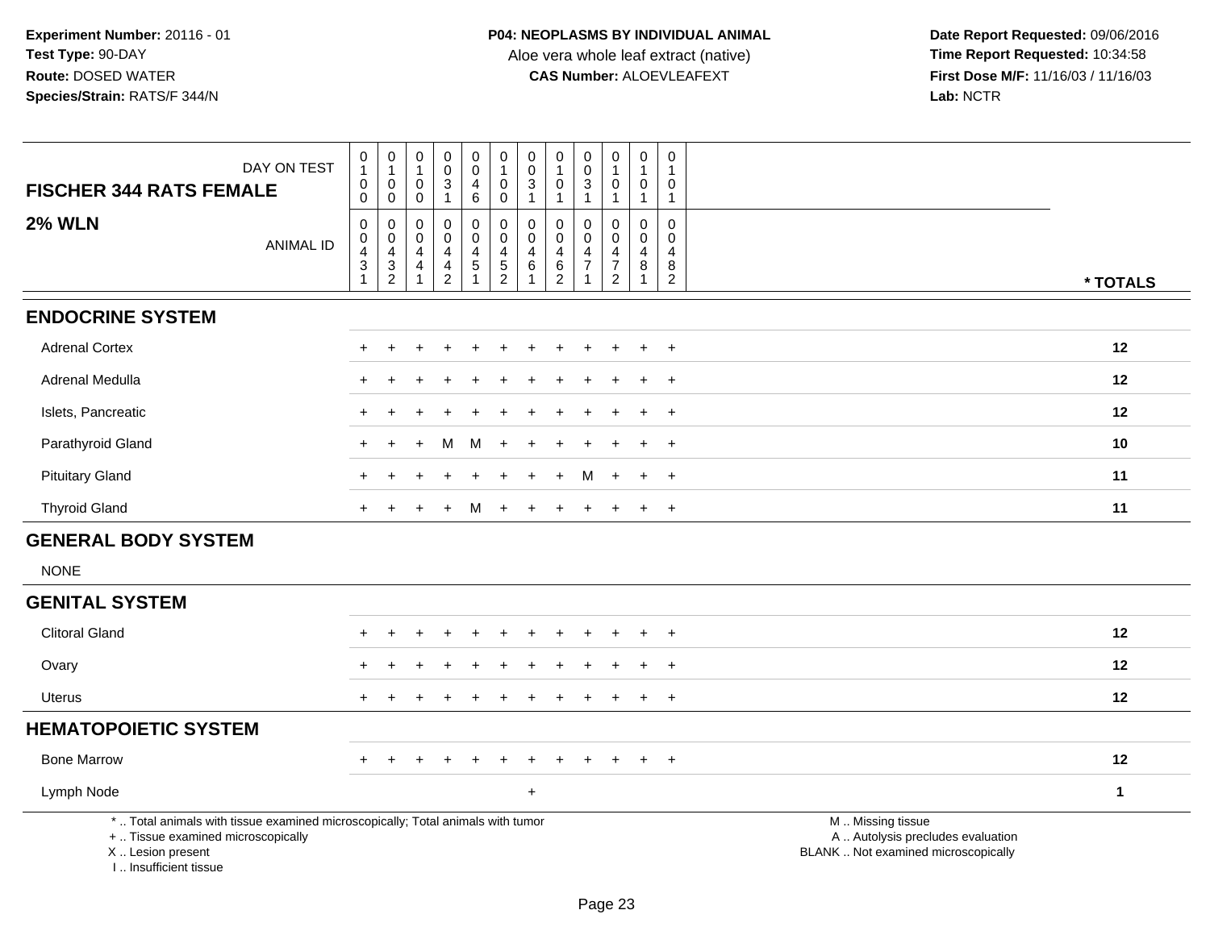**Experiment Number:** 20116 - 01
**Test Type:** 90-DAY
**Route:** DOSED WATER
**Species/Strain:** RATS/F 344/N

**P04: NEOPLASMS BY INDIVIDUAL ANIMAL**
Aloe vera whole leaf extract (native)
**CAS Number:** ALOEVLEAFEXT

**Date Report Requested:** 09/06/2016
**Time Report Requested:** 10:34:58
**First Dose M/F:** 11/16/03 / 11/16/03
**Lab:** NCTR

| FISCHER 344 RATS FEMALE — DAY ON TEST | 0100 | 0100 | 0100 | 0031 | 0046 | 0100 | 0031 | 0101 | 0031 | 0101 | 0101 | 0101 | |
|---|---|---|---|---|---|---|---|---|---|---|---|---|---|
| **2% WLN** — ANIMAL ID | 00431 | 00432 | 00441 | 00442 | 00451 | 00452 | 00461 | 00462 | 00471 | 00472 | 00481 | 00482 | * TOTALS |
| **ENDOCRINE SYSTEM** | | | | | | | | | | | | | |
| Adrenal Cortex | + | + | + | + | + | + | + | + | + | + | + | + | 12 |
| Adrenal Medulla | + | + | + | + | + | + | + | + | + | + | + | + | 12 |
| Islets, Pancreatic | + | + | + | + | + | + | + | + | + | + | + | + | 12 |
| Parathyroid Gland | + | + | + | M | M | + | + | + | + | + | + | + | 10 |
| Pituitary Gland | + | + | + | + | + | + | + | + | M | + | + | + | 11 |
| Thyroid Gland | + | + | + | + | M | + | + | + | + | + | + | + | 11 |
| **GENERAL BODY SYSTEM** | | | | | | | | | | | | | |
| NONE | | | | | | | | | | | | | |
| **GENITAL SYSTEM** | | | | | | | | | | | | | |
| Clitoral Gland | + | + | + | + | + | + | + | + | + | + | + | + | 12 |
| Ovary | + | + | + | + | + | + | + | + | + | + | + | + | 12 |
| Uterus | + | + | + | + | + | + | + | + | + | + | + | + | 12 |
| **HEMATOPOIETIC SYSTEM** | | | | | | | | | | | | | |
| Bone Marrow | + | + | + | + | + | + | + | + | + | + | + | + | 12 |
| Lymph Node | | | | | | | + | | | | | | 1 |

\* .. Total animals with tissue examined microscopically; Total animals with tumor
\+ .. Tissue examined microscopically
X .. Lesion present
I .. Insufficient tissue

M .. Missing tissue
A .. Autolysis precludes evaluation
BLANK .. Not examined microscopically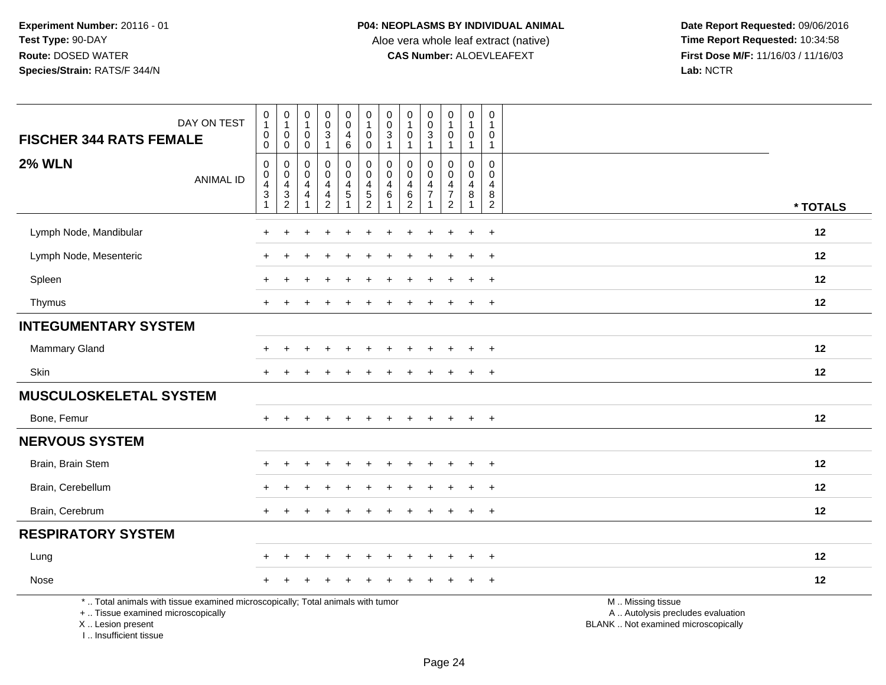**Experiment Number:** 20116 - 01
**Test Type:** 90-DAY
**Route:** DOSED WATER
**Species/Strain:** RATS/F 344/N

**P04: NEOPLASMS BY INDIVIDUAL ANIMAL**
Aloe vera whole leaf extract (native)
**CAS Number:** ALOEVLEAFEXT

**Date Report Requested:** 09/06/2016
**Time Report Requested:** 10:34:58
**First Dose M/F:** 11/16/03 / 11/16/03
**Lab:** NCTR

| FISCHER 344 RATS FEMALE — DAY ON TEST | 0100 | 0100 | 0100 | 0031 | 0046 | 0100 | 0031 | 0101 | 0031 | 0101 | 0101 | 0101 | |
|---|---|---|---|---|---|---|---|---|---|---|---|---|---|
| **2% WLN** — ANIMAL ID | 00431 | 00432 | 00441 | 00442 | 00451 | 00452 | 00461 | 00462 | 00471 | 00472 | 00481 | 00482 | * TOTALS |
| Lymph Node, Mandibular | + | + | + | + | + | + | + | + | + | + | + | + | 12 |
| Lymph Node, Mesenteric | + | + | + | + | + | + | + | + | + | + | + | + | 12 |
| Spleen | + | + | + | + | + | + | + | + | + | + | + | + | 12 |
| Thymus | + | + | + | + | + | + | + | + | + | + | + | + | 12 |
| **INTEGUMENTARY SYSTEM** | | | | | | | | | | | | | |
| Mammary Gland | + | + | + | + | + | + | + | + | + | + | + | + | 12 |
| Skin | + | + | + | + | + | + | + | + | + | + | + | + | 12 |
| **MUSCULOSKELETAL SYSTEM** | | | | | | | | | | | | | |
| Bone, Femur | + | + | + | + | + | + | + | + | + | + | + | + | 12 |
| **NERVOUS SYSTEM** | | | | | | | | | | | | | |
| Brain, Brain Stem | + | + | + | + | + | + | + | + | + | + | + | + | 12 |
| Brain, Cerebellum | + | + | + | + | + | + | + | + | + | + | + | + | 12 |
| Brain, Cerebrum | + | + | + | + | + | + | + | + | + | + | + | + | 12 |
| **RESPIRATORY SYSTEM** | | | | | | | | | | | | | |
| Lung | + | + | + | + | + | + | + | + | + | + | + | + | 12 |
| Nose | + | + | + | + | + | + | + | + | + | + | + | + | 12 |

* .. Total animals with tissue examined microscopically; Total animals with tumor
+ .. Tissue examined microscopically
X .. Lesion present
I .. Insufficient tissue

M .. Missing tissue
A .. Autolysis precludes evaluation
BLANK .. Not examined microscopically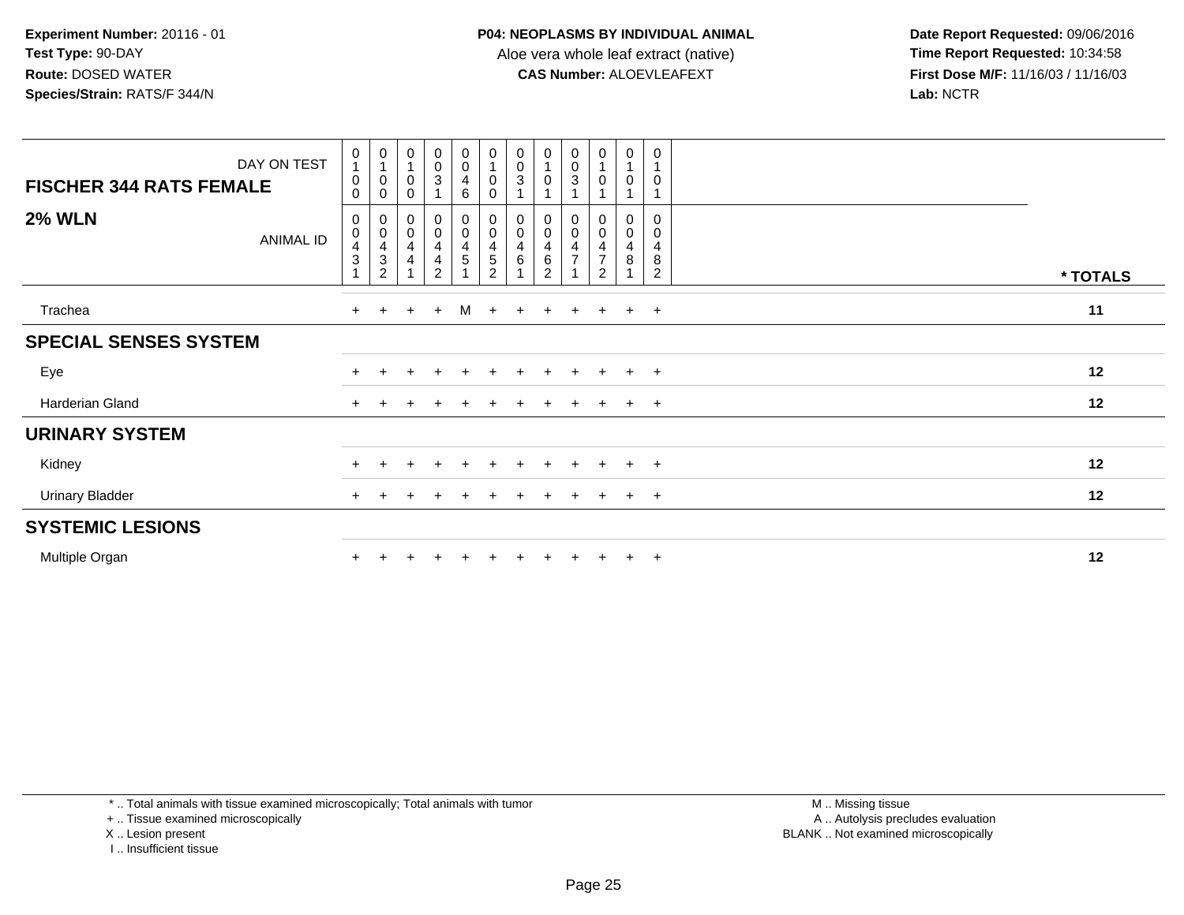**Experiment Number:** 20116 - 01
**Test Type:** 90-DAY
**Route:** DOSED WATER
**Species/Strain:** RATS/F 344/N

**P04: NEOPLASMS BY INDIVIDUAL ANIMAL**
Aloe vera whole leaf extract (native)
**CAS Number:** ALOEVLEAFEXT

**Date Report Requested:** 09/06/2016
**Time Report Requested:** 10:34:58
**First Dose M/F:** 11/16/03 / 11/16/03
**Lab:** NCTR

| FISCHER 344 RATS FEMALE — DAY ON TEST | 0100 | 0100 | 0100 | 0031 | 0046 | 0100 | 0031 | 0101 | 0031 | 0101 | 0101 | 0101 | |
|---|---|---|---|---|---|---|---|---|---|---|---|---|---|
| **2% WLN** — ANIMAL ID | 00431 | 00432 | 00441 | 00442 | 00451 | 00452 | 00461 | 00462 | 00471 | 00472 | 00481 | 00482 | * TOTALS |
| Trachea | + | + | + | + | M | + | + | + | + | + | + | + | 11 |
| **SPECIAL SENSES SYSTEM** | | | | | | | | | | | | | |
| Eye | + | + | + | + | + | + | + | + | + | + | + | + | 12 |
| Harderian Gland | + | + | + | + | + | + | + | + | + | + | + | + | 12 |
| **URINARY SYSTEM** | | | | | | | | | | | | | |
| Kidney | + | + | + | + | + | + | + | + | + | + | + | + | 12 |
| Urinary Bladder | + | + | + | + | + | + | + | + | + | + | + | + | 12 |
| **SYSTEMIC LESIONS** | | | | | | | | | | | | | |
| Multiple Organ | + | + | + | + | + | + | + | + | + | + | + | + | 12 |

* .. Total animals with tissue examined microscopically; Total animals with tumor
+ .. Tissue examined microscopically
X .. Lesion present
I .. Insufficient tissue

M .. Missing tissue
A .. Autolysis precludes evaluation
BLANK .. Not examined microscopically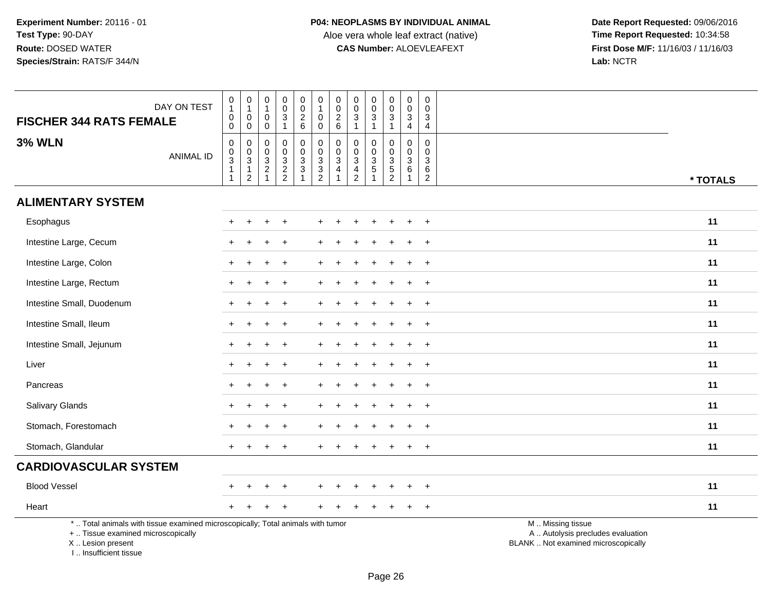**Experiment Number:** 20116 - 01
**Test Type:** 90-DAY
**Route:** DOSED WATER
**Species/Strain:** RATS/F 344/N

**P04: NEOPLASMS BY INDIVIDUAL ANIMAL**
Aloe vera whole leaf extract (native)
**CAS Number:** ALOEVLEAFEXT

**Date Report Requested:** 09/06/2016
**Time Report Requested:** 10:34:58
**First Dose M/F:** 11/16/03 / 11/16/03
**Lab:** NCTR

| FISCHER 344 RATS FEMALE — DAY ON TEST | 0100 | 0100 | 0100 | 0031 | 0026 | 0100 | 0026 | 0031 | 0031 | 0031 | 0034 | 0034 | |
|---|---|---|---|---|---|---|---|---|---|---|---|---|---|
| **3% WLN** — ANIMAL ID | 00311 | 00312 | 00321 | 00322 | 00331 | 00332 | 00341 | 00342 | 00351 | 00352 | 00361 | 00362 | * TOTALS |
| **ALIMENTARY SYSTEM** | | | | | | | | | | | | | |
| Esophagus | + | + | + | + | | + | + | + | + | + | + | + | 11 |
| Intestine Large, Cecum | + | + | + | + | | + | + | + | + | + | + | + | 11 |
| Intestine Large, Colon | + | + | + | + | | + | + | + | + | + | + | + | 11 |
| Intestine Large, Rectum | + | + | + | + | | + | + | + | + | + | + | + | 11 |
| Intestine Small, Duodenum | + | + | + | + | | + | + | + | + | + | + | + | 11 |
| Intestine Small, Ileum | + | + | + | + | | + | + | + | + | + | + | + | 11 |
| Intestine Small, Jejunum | + | + | + | + | | + | + | + | + | + | + | + | 11 |
| Liver | + | + | + | + | | + | + | + | + | + | + | + | 11 |
| Pancreas | + | + | + | + | | + | + | + | + | + | + | + | 11 |
| Salivary Glands | + | + | + | + | | + | + | + | + | + | + | + | 11 |
| Stomach, Forestomach | + | + | + | + | | + | + | + | + | + | + | + | 11 |
| Stomach, Glandular | + | + | + | + | | + | + | + | + | + | + | + | 11 |
| **CARDIOVASCULAR SYSTEM** | | | | | | | | | | | | | |
| Blood Vessel | + | + | + | + | | + | + | + | + | + | + | + | 11 |
| Heart | + | + | + | + | | + | + | + | + | + | + | + | 11 |

* .. Total animals with tissue examined microscopically; Total animals with tumor
+ .. Tissue examined microscopically
X .. Lesion present
I .. Insufficient tissue

M .. Missing tissue
A .. Autolysis precludes evaluation
BLANK .. Not examined microscopically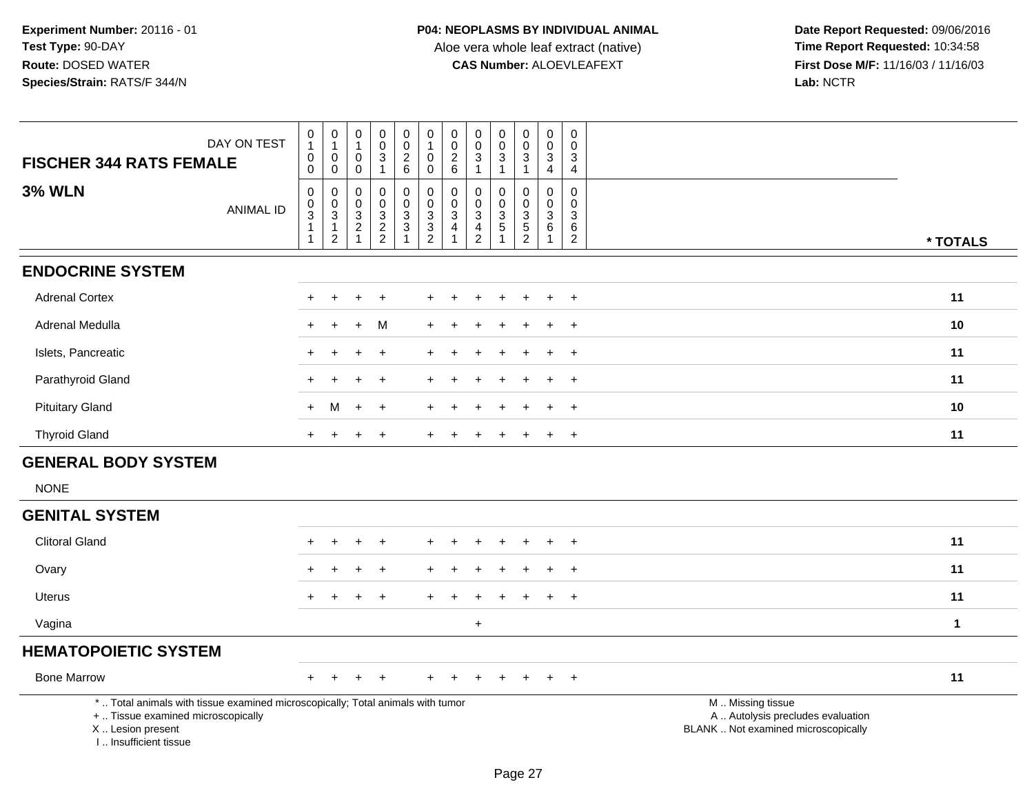**Experiment Number:** 20116 - 01
**Test Type:** 90-DAY
**Route:** DOSED WATER
**Species/Strain:** RATS/F 344/N

**P04: NEOPLASMS BY INDIVIDUAL ANIMAL**
Aloe vera whole leaf extract (native)
**CAS Number:** ALOEVLEAFEXT

**Date Report Requested:** 09/06/2016
**Time Report Requested:** 10:34:58
**First Dose M/F:** 11/16/03 / 11/16/03
**Lab:** NCTR

| FISCHER 344 RATS FEMALE — DAY ON TEST | 0100 | 0100 | 0100 | 0031 | 0026 | 0100 | 0026 | 0031 | 0031 | 0031 | 0034 | 0034 | |
|---|---|---|---|---|---|---|---|---|---|---|---|---|---|
| **3% WLN** — ANIMAL ID | 00311 | 00312 | 00321 | 00322 | 00331 | 00332 | 00341 | 00342 | 00351 | 00352 | 00361 | 00362 | * TOTALS |
| **ENDOCRINE SYSTEM** | | | | | | | | | | | | | |
| Adrenal Cortex | + | + | + | + | | + | + | + | + | + | + | + | 11 |
| Adrenal Medulla | + | + | + | M | | + | + | + | + | + | + | + | 10 |
| Islets, Pancreatic | + | + | + | + | | + | + | + | + | + | + | + | 11 |
| Parathyroid Gland | + | + | + | + | | + | + | + | + | + | + | + | 11 |
| Pituitary Gland | + | M | + | + | | + | + | + | + | + | + | + | 10 |
| Thyroid Gland | + | + | + | + | | + | + | + | + | + | + | + | 11 |
| **GENERAL BODY SYSTEM** | | | | | | | | | | | | | |
| NONE | | | | | | | | | | | | | |
| **GENITAL SYSTEM** | | | | | | | | | | | | | |
| Clitoral Gland | + | + | + | + | | + | + | + | + | + | + | + | 11 |
| Ovary | + | + | + | + | | + | + | + | + | + | + | + | 11 |
| Uterus | + | + | + | + | | + | + | + | + | + | + | + | 11 |
| Vagina | | | | | | | | + | | | | | 1 |
| **HEMATOPOIETIC SYSTEM** | | | | | | | | | | | | | |
| Bone Marrow | + | + | + | + | | + | + | + | + | + | + | + | 11 |

* .. Total animals with tissue examined microscopically; Total animals with tumor
+ .. Tissue examined microscopically
X .. Lesion present
I .. Insufficient tissue

M .. Missing tissue
A .. Autolysis precludes evaluation
BLANK .. Not examined microscopically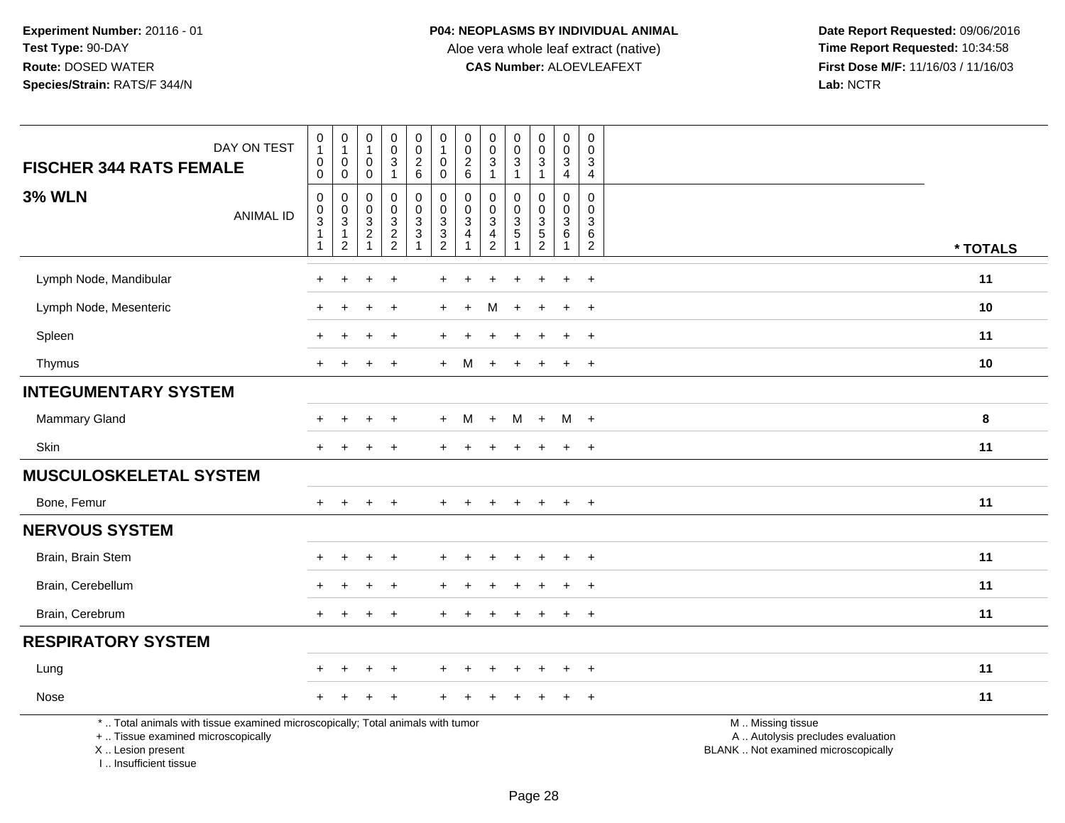**Experiment Number:** 20116 - 01
**Test Type:** 90-DAY
**Route:** DOSED WATER
**Species/Strain:** RATS/F 344/N

**P04: NEOPLASMS BY INDIVIDUAL ANIMAL**
Aloe vera whole leaf extract (native)
**CAS Number:** ALOEVLEAFEXT

**Date Report Requested:** 09/06/2016
**Time Report Requested:** 10:34:58
**First Dose M/F:** 11/16/03 / 11/16/03
**Lab:** NCTR

| FISCHER 344 RATS FEMALE — DAY ON TEST | 0100 | 0100 | 0100 | 0031 | 0026 | 0100 | 0026 | 0031 | 0031 | 0031 | 0034 | 0034 | |
|---|---|---|---|---|---|---|---|---|---|---|---|---|---|
| **3% WLN** — ANIMAL ID | 00311 1 | 00312 | 00321 | 00322 | 00331 | 00332 | 00341 | 00342 | 00351 | 00352 | 00361 | 00362 | **\* TOTALS** |
| Lymph Node, Mandibular | + | + | + | + | | + | + | + | + | + | + | + | **11** |
| Lymph Node, Mesenteric | + | + | + | + | | + | + | M | + | + | + | + | **10** |
| Spleen | + | + | + | + | | + | + | + | + | + | + | + | **11** |
| Thymus | + | + | + | + | | + | M | + | + | + | + | + | **10** |
| **INTEGUMENTARY SYSTEM** | | | | | | | | | | | | | |
| Mammary Gland | + | + | + | + | | + | M | + | M | + | M | + | **8** |
| Skin | + | + | + | + | | + | + | + | + | + | + | + | **11** |
| **MUSCULOSKELETAL SYSTEM** | | | | | | | | | | | | | |
| Bone, Femur | + | + | + | + | | + | + | + | + | + | + | + | **11** |
| **NERVOUS SYSTEM** | | | | | | | | | | | | | |
| Brain, Brain Stem | + | + | + | + | | + | + | + | + | + | + | + | **11** |
| Brain, Cerebellum | + | + | + | + | | + | + | + | + | + | + | + | **11** |
| Brain, Cerebrum | + | + | + | + | | + | + | + | + | + | + | + | **11** |
| **RESPIRATORY SYSTEM** | | | | | | | | | | | | | |
| Lung | + | + | + | + | | + | + | + | + | + | + | + | **11** |
| Nose | + | + | + | + | | + | + | + | + | + | + | + | **11** |

\* .. Total animals with tissue examined microscopically; Total animals with tumor
+ .. Tissue examined microscopically
X .. Lesion present
I .. Insufficient tissue

M .. Missing tissue
A .. Autolysis precludes evaluation
BLANK .. Not examined microscopically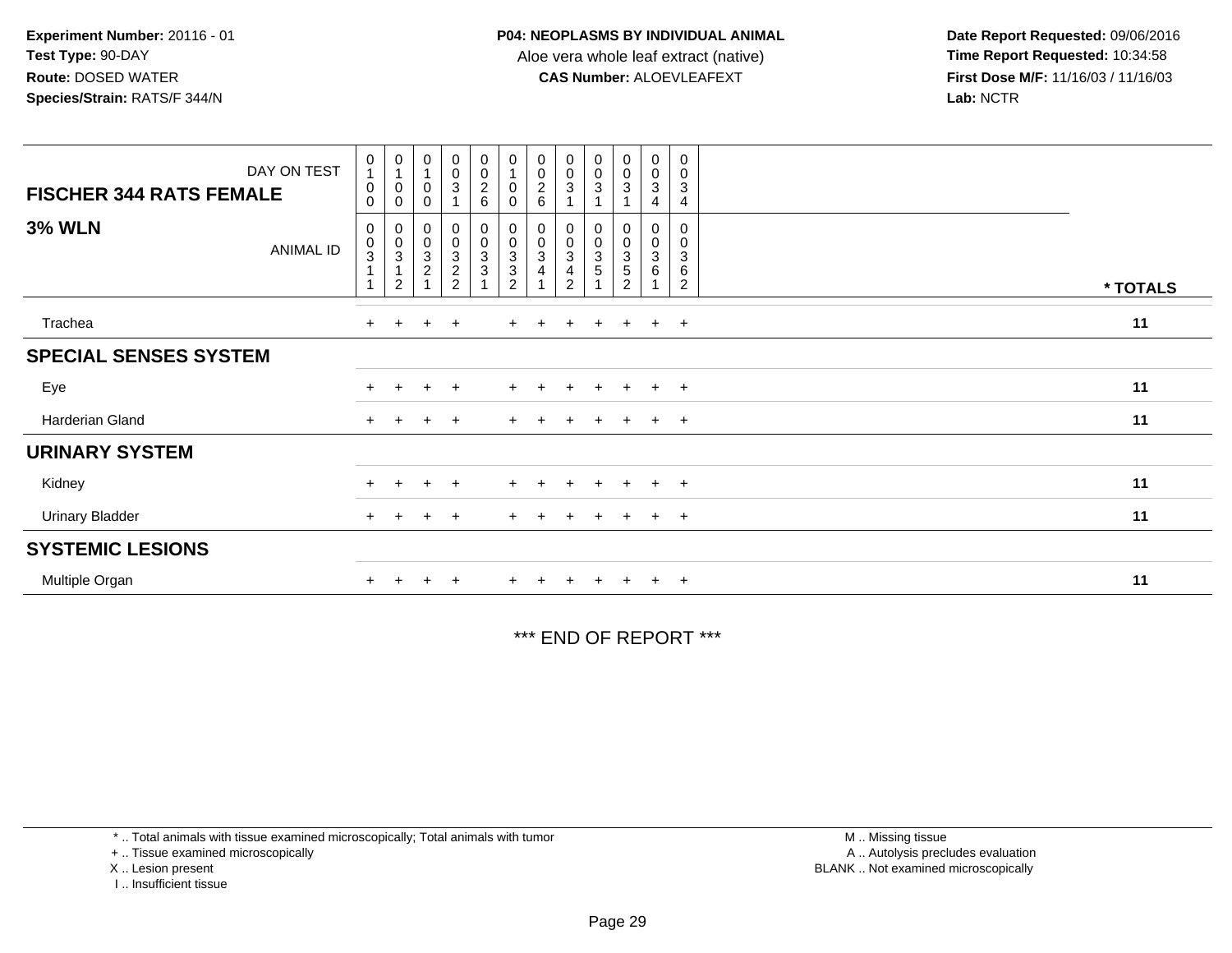**Experiment Number:** 20116 - 01
**Test Type:** 90-DAY
**Route:** DOSED WATER
**Species/Strain:** RATS/F 344/N

**P04: NEOPLASMS BY INDIVIDUAL ANIMAL**
Aloe vera whole leaf extract (native)
**CAS Number:** ALOEVLEAFEXT

**Date Report Requested:** 09/06/2016
**Time Report Requested:** 10:34:58
**First Dose M/F:** 11/16/03 / 11/16/03
**Lab:** NCTR

| FISCHER 344 RATS FEMALE — DAY ON TEST | 0100 | 0100 | 0100 | 0031 | 0026 | 0100 | 0026 | 0031 | 0031 | 0031 | 0034 | 0034 | |
|---|---|---|---|---|---|---|---|---|---|---|---|---|---|
| **3% WLN** — ANIMAL ID | 00311 | 00312 | 00321 | 00322 | 00331 | 00332 | 00341 | 00342 | 00351 | 00352 | 00361 | 00362 | *** TOTALS** |
| Trachea | + | + | + | + | | + | + | + | + | + | + | + | **11** |
| **SPECIAL SENSES SYSTEM** | | | | | | | | | | | | | |
| Eye | + | + | + | + | | + | + | + | + | + | + | + | **11** |
| Harderian Gland | + | + | + | + | | + | + | + | + | + | + | + | **11** |
| **URINARY SYSTEM** | | | | | | | | | | | | | |
| Kidney | + | + | + | + | | + | + | + | + | + | + | + | **11** |
| Urinary Bladder | + | + | + | + | | + | + | + | + | + | + | + | **11** |
| **SYSTEMIC LESIONS** | | | | | | | | | | | | | |
| Multiple Organ | + | + | + | + | | + | + | + | + | + | + | + | **11** |

*** END OF REPORT ***

* .. Total animals with tissue examined microscopically; Total animals with tumor
+ .. Tissue examined microscopically
X .. Lesion present
I .. Insufficient tissue

M .. Missing tissue
A .. Autolysis precludes evaluation
BLANK .. Not examined microscopically